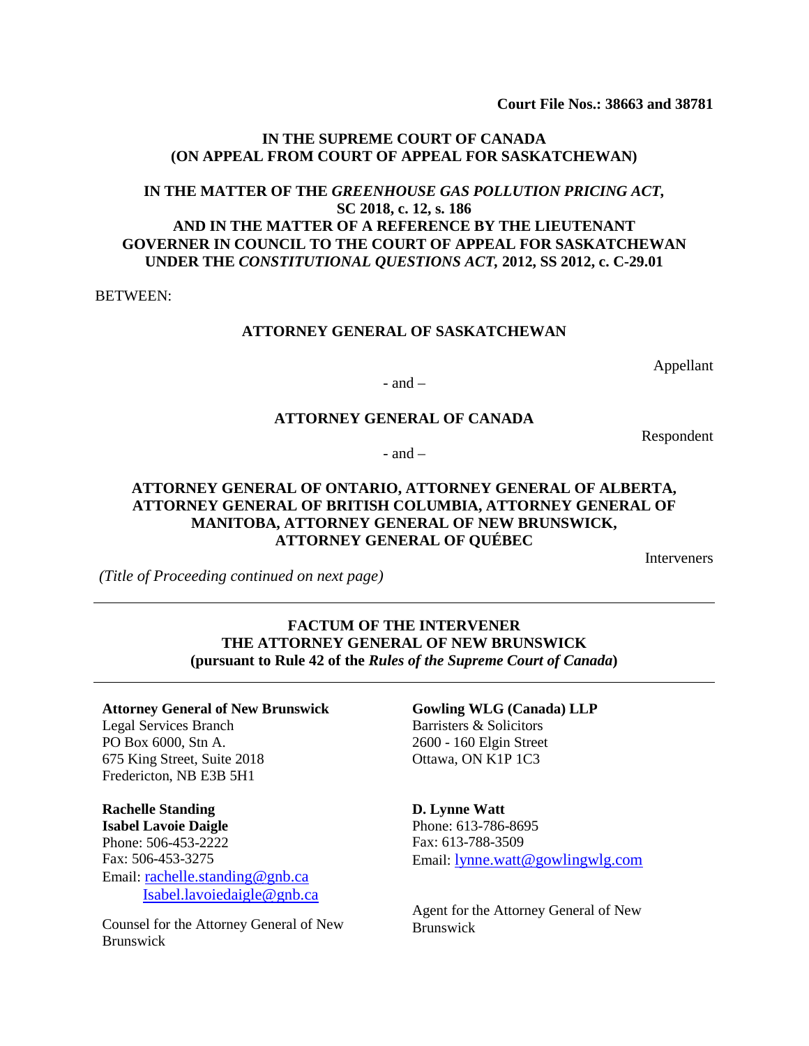**Court File Nos.: 38663 and 38781**

**IN THE SUPREME COURT OF CANADA**
**(ON APPEAL FROM COURT OF APPEAL FOR SASKATCHEWAN)**

**IN THE MATTER OF THE *GREENHOUSE GAS POLLUTION PRICING ACT*, SC 2018, c. 12, s. 186**
**AND IN THE MATTER OF A REFERENCE BY THE LIEUTENANT GOVERNER IN COUNCIL TO THE COURT OF APPEAL FOR SASKATCHEWAN UNDER THE *CONSTITUTIONAL QUESTIONS ACT*, 2012, SS 2012, c. C-29.01**

BETWEEN:

**ATTORNEY GENERAL OF SASKATCHEWAN**

Appellant

- and –

**ATTORNEY GENERAL OF CANADA**

Respondent

- and –

**ATTORNEY GENERAL OF ONTARIO, ATTORNEY GENERAL OF ALBERTA, ATTORNEY GENERAL OF BRITISH COLUMBIA, ATTORNEY GENERAL OF MANITOBA, ATTORNEY GENERAL OF NEW BRUNSWICK, ATTORNEY GENERAL OF QUÉBEC**

Interveners

*(Title of Proceeding continued on next page)*

---

**FACTUM OF THE INTERVENER**
**THE ATTORNEY GENERAL OF NEW BRUNSWICK**
**(pursuant to Rule 42 of the *Rules of the Supreme Court of Canada*)**

---

**Attorney General of New Brunswick**
Legal Services Branch
PO Box 6000, Stn A.
675 King Street, Suite 2018
Fredericton, NB E3B 5H1

**Rachelle Standing**
**Isabel Lavoie Daigle**
Phone: 506-453-2222
Fax: 506-453-3275
Email: rachelle.standing@gnb.ca
Isabel.lavoiedaigle@gnb.ca

Counsel for the Attorney General of New Brunswick

**Gowling WLG (Canada) LLP**
Barristers & Solicitors
2600 - 160 Elgin Street
Ottawa, ON K1P 1C3

**D. Lynne Watt**
Phone: 613-786-8695
Fax: 613-788-3509
Email: lynne.watt@gowlingwlg.com

Agent for the Attorney General of New Brunswick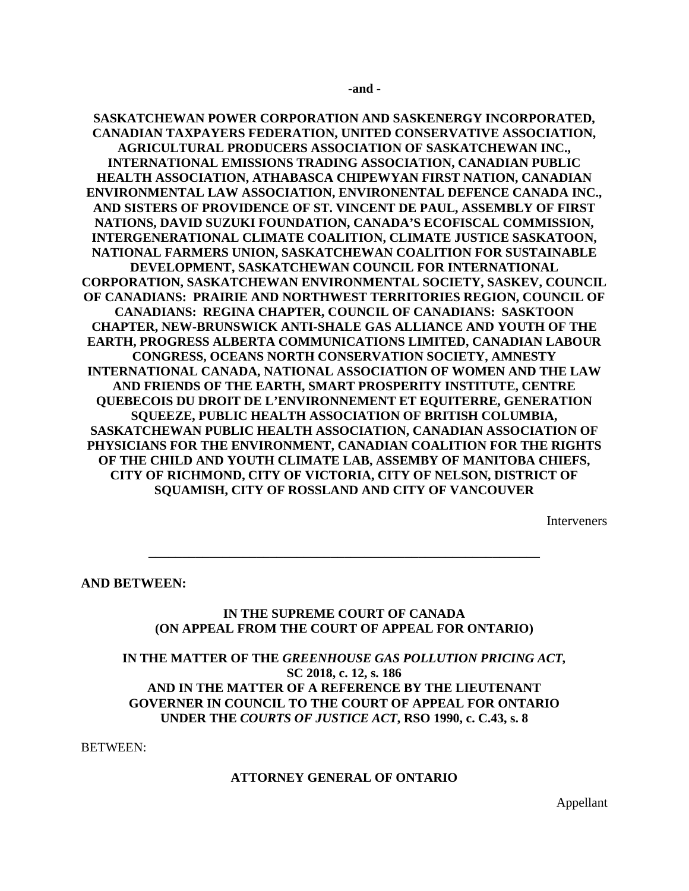**-and -**

**SASKATCHEWAN POWER CORPORATION AND SASKENERGY INCORPORATED, CANADIAN TAXPAYERS FEDERATION, UNITED CONSERVATIVE ASSOCIATION, AGRICULTURAL PRODUCERS ASSOCIATION OF SASKATCHEWAN INC., INTERNATIONAL EMISSIONS TRADING ASSOCIATION, CANADIAN PUBLIC HEALTH ASSOCIATION, ATHABASCA CHIPEWYAN FIRST NATION, CANADIAN ENVIRONMENTAL LAW ASSOCIATION, ENVIRONENTAL DEFENCE CANADA INC., AND SISTERS OF PROVIDENCE OF ST. VINCENT DE PAUL, ASSEMBLY OF FIRST NATIONS, DAVID SUZUKI FOUNDATION, CANADA'S ECOFISCAL COMMISSION, INTERGENERATIONAL CLIMATE COALITION, CLIMATE JUSTICE SASKATOON, NATIONAL FARMERS UNION, SASKATCHEWAN COALITION FOR SUSTAINABLE DEVELOPMENT, SASKATCHEWAN COUNCIL FOR INTERNATIONAL CORPORATION, SASKATCHEWAN ENVIRONMENTAL SOCIETY, SASKEV, COUNCIL OF CANADIANS: PRAIRIE AND NORTHWEST TERRITORIES REGION, COUNCIL OF CANADIANS: REGINA CHAPTER, COUNCIL OF CANADIANS: SASKTOON CHAPTER, NEW-BRUNSWICK ANTI-SHALE GAS ALLIANCE AND YOUTH OF THE EARTH, PROGRESS ALBERTA COMMUNICATIONS LIMITED, CANADIAN LABOUR CONGRESS, OCEANS NORTH CONSERVATION SOCIETY, AMNESTY INTERNATIONAL CANADA, NATIONAL ASSOCIATION OF WOMEN AND THE LAW AND FRIENDS OF THE EARTH, SMART PROSPERITY INSTITUTE, CENTRE QUEBECOIS DU DROIT DE L'ENVIRONNEMENT ET EQUITERRE, GENERATION SQUEEZE, PUBLIC HEALTH ASSOCIATION OF BRITISH COLUMBIA, SASKATCHEWAN PUBLIC HEALTH ASSOCIATION, CANADIAN ASSOCIATION OF PHYSICIANS FOR THE ENVIRONMENT, CANADIAN COALITION FOR THE RIGHTS OF THE CHILD AND YOUTH CLIMATE LAB, ASSEMBY OF MANITOBA CHIEFS, CITY OF RICHMOND, CITY OF VICTORIA, CITY OF NELSON, DISTRICT OF SQUAMISH, CITY OF ROSSLAND AND CITY OF VANCOUVER**

Interveners

---

**AND BETWEEN:**

**IN THE SUPREME COURT OF CANADA**
**(ON APPEAL FROM THE COURT OF APPEAL FOR ONTARIO)**

**IN THE MATTER OF THE *GREENHOUSE GAS POLLUTION PRICING ACT*, SC 2018, c. 12, s. 186**
**AND IN THE MATTER OF A REFERENCE BY THE LIEUTENANT GOVERNER IN COUNCIL TO THE COURT OF APPEAL FOR ONTARIO UNDER THE *COURTS OF JUSTICE ACT*, RSO 1990, c. C.43, s. 8**

BETWEEN:

**ATTORNEY GENERAL OF ONTARIO**

Appellant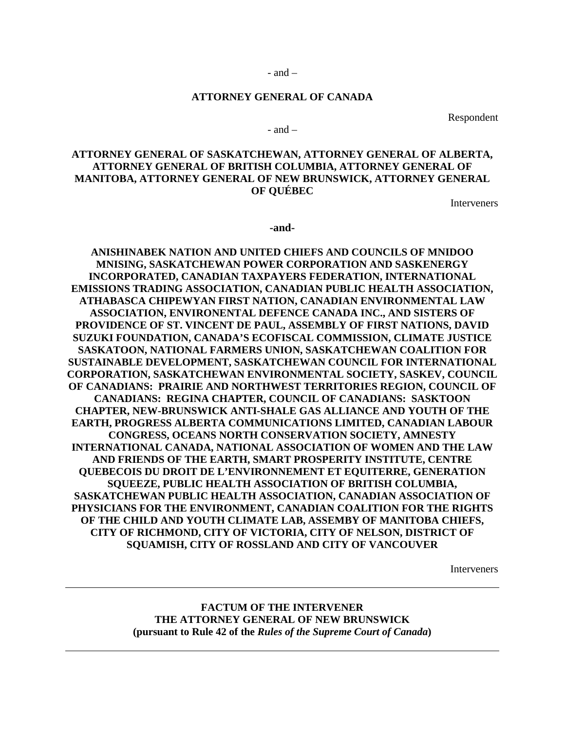- and –

**ATTORNEY GENERAL OF CANADA**

Respondent

- and –

**ATTORNEY GENERAL OF SASKATCHEWAN, ATTORNEY GENERAL OF ALBERTA, ATTORNEY GENERAL OF BRITISH COLUMBIA, ATTORNEY GENERAL OF MANITOBA, ATTORNEY GENERAL OF NEW BRUNSWICK, ATTORNEY GENERAL OF QUÉBEC**

Interveners

**-and-**

**ANISHINABEK NATION AND UNITED CHIEFS AND COUNCILS OF MNIDOO MNISING, SASKATCHEWAN POWER CORPORATION AND SASKENERGY INCORPORATED, CANADIAN TAXPAYERS FEDERATION, INTERNATIONAL EMISSIONS TRADING ASSOCIATION, CANADIAN PUBLIC HEALTH ASSOCIATION, ATHABASCA CHIPEWYAN FIRST NATION, CANADIAN ENVIRONMENTAL LAW ASSOCIATION, ENVIRONENTAL DEFENCE CANADA INC., AND SISTERS OF PROVIDENCE OF ST. VINCENT DE PAUL, ASSEMBLY OF FIRST NATIONS, DAVID SUZUKI FOUNDATION, CANADA'S ECOFISCAL COMMISSION, CLIMATE JUSTICE SASKATOON, NATIONAL FARMERS UNION, SASKATCHEWAN COALITION FOR SUSTAINABLE DEVELOPMENT, SASKATCHEWAN COUNCIL FOR INTERNATIONAL CORPORATION, SASKATCHEWAN ENVIRONMENTAL SOCIETY, SASKEV, COUNCIL OF CANADIANS: PRAIRIE AND NORTHWEST TERRITORIES REGION, COUNCIL OF CANADIANS: REGINA CHAPTER, COUNCIL OF CANADIANS: SASKTOON CHAPTER, NEW-BRUNSWICK ANTI-SHALE GAS ALLIANCE AND YOUTH OF THE EARTH, PROGRESS ALBERTA COMMUNICATIONS LIMITED, CANADIAN LABOUR CONGRESS, OCEANS NORTH CONSERVATION SOCIETY, AMNESTY INTERNATIONAL CANADA, NATIONAL ASSOCIATION OF WOMEN AND THE LAW AND FRIENDS OF THE EARTH, SMART PROSPERITY INSTITUTE, CENTRE QUEBECOIS DU DROIT DE L'ENVIRONNEMENT ET EQUITERRE, GENERATION SQUEEZE, PUBLIC HEALTH ASSOCIATION OF BRITISH COLUMBIA, SASKATCHEWAN PUBLIC HEALTH ASSOCIATION, CANADIAN ASSOCIATION OF PHYSICIANS FOR THE ENVIRONMENT, CANADIAN COALITION FOR THE RIGHTS OF THE CHILD AND YOUTH CLIMATE LAB, ASSEMBY OF MANITOBA CHIEFS, CITY OF RICHMOND, CITY OF VICTORIA, CITY OF NELSON, DISTRICT OF SQUAMISH, CITY OF ROSSLAND AND CITY OF VANCOUVER**

Interveners

---

**FACTUM OF THE INTERVENER**
**THE ATTORNEY GENERAL OF NEW BRUNSWICK**
**(pursuant to Rule 42 of the *Rules of the Supreme Court of Canada*)**

---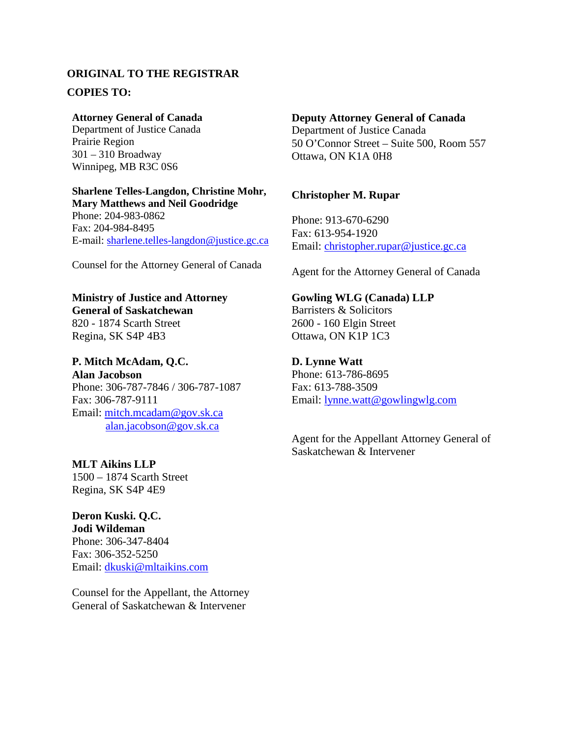**ORIGINAL TO THE REGISTRAR**

**COPIES TO:**

**Attorney General of Canada**
Department of Justice Canada
Prairie Region
301 – 310 Broadway
Winnipeg, MB R3C 0S6

**Sharlene Telles-Langdon, Christine Mohr, Mary Matthews and Neil Goodridge**
Phone: 204-983-0862
Fax: 204-984-8495
E-mail: sharlene.telles-langdon@justice.gc.ca

Counsel for the Attorney General of Canada

**Deputy Attorney General of Canada**
Department of Justice Canada
50 O'Connor Street – Suite 500, Room 557
Ottawa, ON K1A 0H8

**Christopher M. Rupar**

Phone: 913-670-6290
Fax: 613-954-1920
Email: christopher.rupar@justice.gc.ca

Agent for the Attorney General of Canada

**Ministry of Justice and Attorney General of Saskatchewan**
820 - 1874 Scarth Street
Regina, SK S4P 4B3

**P. Mitch McAdam, Q.C.**
**Alan Jacobson**
Phone: 306-787-7846 / 306-787-1087
Fax: 306-787-9111
Email: mitch.mcadam@gov.sk.ca
alan.jacobson@gov.sk.ca

**Gowling WLG (Canada) LLP**
Barristers & Solicitors
2600 - 160 Elgin Street
Ottawa, ON K1P 1C3

**D. Lynne Watt**
Phone: 613-786-8695
Fax: 613-788-3509
Email: lynne.watt@gowlingwlg.com

Agent for the Appellant Attorney General of Saskatchewan & Intervener

**MLT Aikins LLP**
1500 – 1874 Scarth Street
Regina, SK S4P 4E9

**Deron Kuski. Q.C.**
**Jodi Wildeman**
Phone: 306-347-8404
Fax: 306-352-5250
Email: dkuski@mltaikins.com

Counsel for the Appellant, the Attorney General of Saskatchewan & Intervener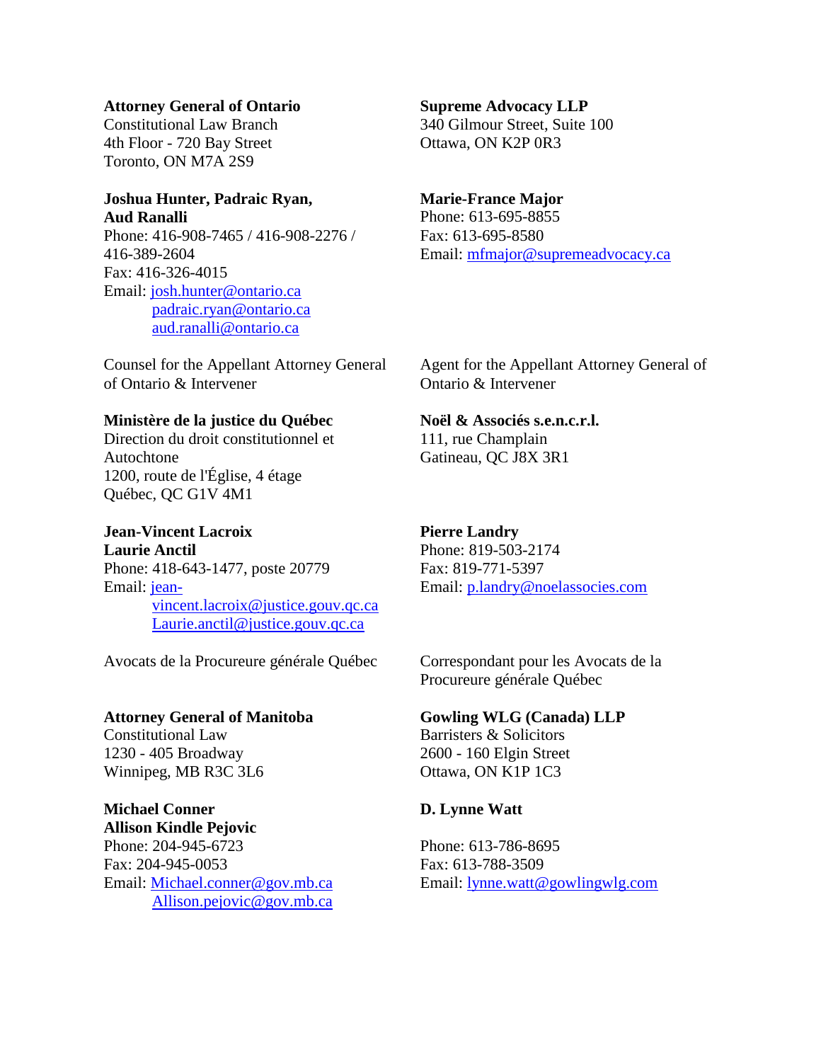**Attorney General of Ontario**
Constitutional Law Branch
4th Floor - 720 Bay Street
Toronto, ON M7A 2S9

**Joshua Hunter, Padraic Ryan,**
**Aud Ranalli**
Phone: 416-908-7465 / 416-908-2276 / 416-389-2604
Fax: 416-326-4015
Email: josh.hunter@ontario.ca
padraic.ryan@ontario.ca
aud.ranalli@ontario.ca

Counsel for the Appellant Attorney General of Ontario & Intervener

**Supreme Advocacy LLP**
340 Gilmour Street, Suite 100
Ottawa, ON K2P 0R3

**Marie-France Major**
Phone: 613-695-8855
Fax: 613-695-8580
Email: mfmajor@supremeadvocacy.ca

Agent for the Appellant Attorney General of Ontario & Intervener

**Ministère de la justice du Québec**
Direction du droit constitutionnel et Autochtone
1200, route de l'Église, 4 étage
Québec, QC G1V 4M1

**Jean-Vincent Lacroix**
**Laurie Anctil**
Phone: 418-643-1477, poste 20779
Email: jean-vincent.lacroix@justice.gouv.qc.ca
Laurie.anctil@justice.gouv.qc.ca

Avocats de la Procureure générale Québec

**Noël & Associés s.e.n.c.r.l.**
111, rue Champlain
Gatineau, QC J8X 3R1

**Pierre Landry**
Phone: 819-503-2174
Fax: 819-771-5397
Email: p.landry@noelassocies.com

Correspondant pour les Avocats de la Procureure générale Québec

**Attorney General of Manitoba**
Constitutional Law
1230 - 405 Broadway
Winnipeg, MB R3C 3L6

**Michael Conner**
**Allison Kindle Pejovic**
Phone: 204-945-6723
Fax: 204-945-0053
Email: Michael.conner@gov.mb.ca
Allison.pejovic@gov.mb.ca

**Gowling WLG (Canada) LLP**
Barristers & Solicitors
2600 - 160 Elgin Street
Ottawa, ON K1P 1C3

**D. Lynne Watt**

Phone: 613-786-8695
Fax: 613-788-3509
Email: lynne.watt@gowlingwlg.com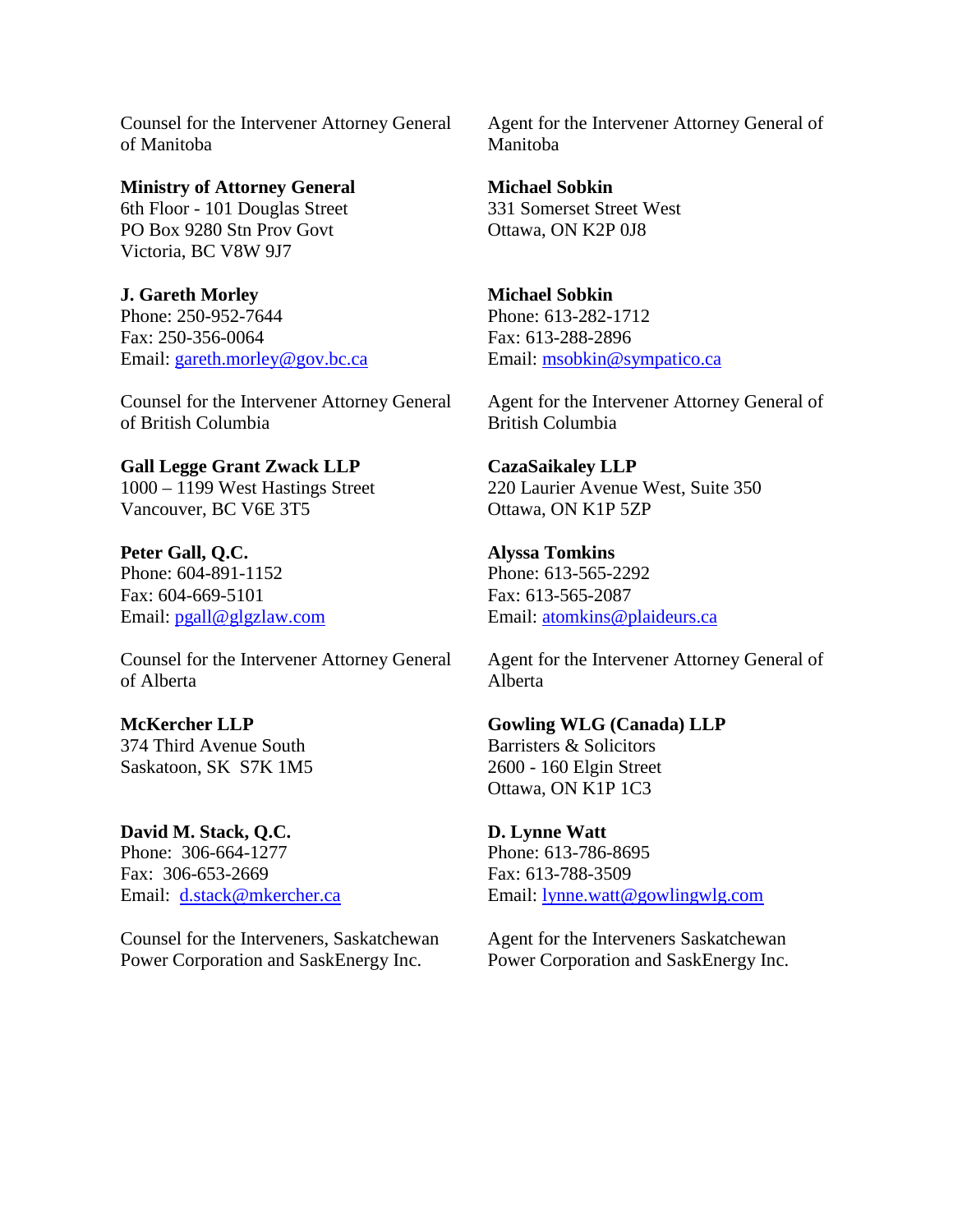Counseltemp for the Intervener Attorney General of Manitoba

Agent for the Intervener Attorney General of Manitoba

**Ministry of Attorney General**
6th Floor - 101 Douglas Street
PO Box 9280 Stn Prov Govt
Victoria, BC V8W 9J7

**J. Gareth Morley**
Phone: 250-952-7644
Fax: 250-356-0064
Email: gareth.morley@gov.bc.ca

Counsel for the Intervener Attorney General of British Columbia

**Michael Sobkin**
331 Somerset Street West
Ottawa, ON K2P 0J8

**Michael Sobkin**
Phone: 613-282-1712
Fax: 613-288-2896
Email: msobkin@sympatico.ca

Agent for the Intervener Attorney General of British Columbia

**Gall Legge Grant Zwack LLP**
1000 – 1199 West Hastings Street
Vancouver, BC V6E 3T5

**Peter Gall, Q.C.**
Phone: 604-891-1152
Fax: 604-669-5101
Email: pgall@glgzlaw.com

Counsel for the Intervener Attorney General of Alberta

**CazaSaikaley LLP**
220 Laurier Avenue West, Suite 350
Ottawa, ON K1P 5ZP

**Alyssa Tomkins**
Phone: 613-565-2292
Fax: 613-565-2087
Email: atomkins@plaideurs.ca

Agent for the Intervener Attorney General of Alberta

**McKercher LLP**
374 Third Avenue South
Saskatoon, SK S7K 1M5

**David M. Stack, Q.C.**
Phone: 306-664-1277
Fax: 306-653-2669
Email: d.stack@mkercher.ca

Counsel for the Interveners, Saskatchewan Power Corporation and SaskEnergy Inc.

**Gowling WLG (Canada) LLP**
Barristers & Solicitors
2600 - 160 Elgin Street
Ottawa, ON K1P 1C3

**D. Lynne Watt**
Phone: 613-786-8695
Fax: 613-788-3509
Email: lynne.watt@gowlingwlg.com

Agent for the Interveners Saskatchewan Power Corporation and SaskEnergy Inc.

Counsel for the Intervener Attorney General of Manitoba

Agent for the Intervener Attorney General of Manitoba

**Ministry of Attorney General**
6th Floor - 101 Douglas Street
PO Box 9280 Stn Prov Govt
Victoria, BC V8W 9J7

**J. Gareth Morley**
Phone: 250-952-7644
Fax: 250-356-0064
Email: gareth.morley@gov.bc.ca

Counsel for the Intervener Attorney General of British Columbia

**Michael Sobkin**
331 Somerset Street West
Ottawa, ON K2P 0J8

**Michael Sobkin**
Phone: 613-282-1712
Fax: 613-288-2896
Email: msobkin@sympatico.ca

Agent for the Intervener Attorney General of British Columbia

**Gall Legge Grant Zwack LLP**
1000 – 1199 West Hastings Street
Vancouver, BC V6E 3T5

**Peter Gall, Q.C.**
Phone: 604-891-1152
Fax: 604-669-5101
Email: pgall@glgzlaw.com

Counsel for the Intervener Attorney General of Alberta

**CazaSaikaley LLP**
220 Laurier Avenue West, Suite 350
Ottawa, ON K1P 5ZP

**Alyssa Tomkins**
Phone: 613-565-2292
Fax: 613-565-2087
Email: atomkins@plaideurs.ca

Agent for the Intervener Attorney General of Alberta

**McKercher LLP**
374 Third Avenue South
Saskatoon, SK S7K 1M5

**David M. Stack, Q.C.**
Phone: 306-664-1277
Fax: 306-653-2669
Email: d.stack@mkercher.ca

Counsel for the Interveners, Saskatchewan Power Corporation and SaskEnergy Inc.

**Gowling WLG (Canada) LLP**
Barristers & Solicitors
2600 - 160 Elgin Street
Ottawa, ON K1P 1C3

**D. Lynne Watt**
Phone: 613-786-8695
Fax: 613-788-3509
Email: lynne.watt@gowlingwlg.com

Agent for the Interveners Saskatchewan Power Corporation and SaskEnergy Inc.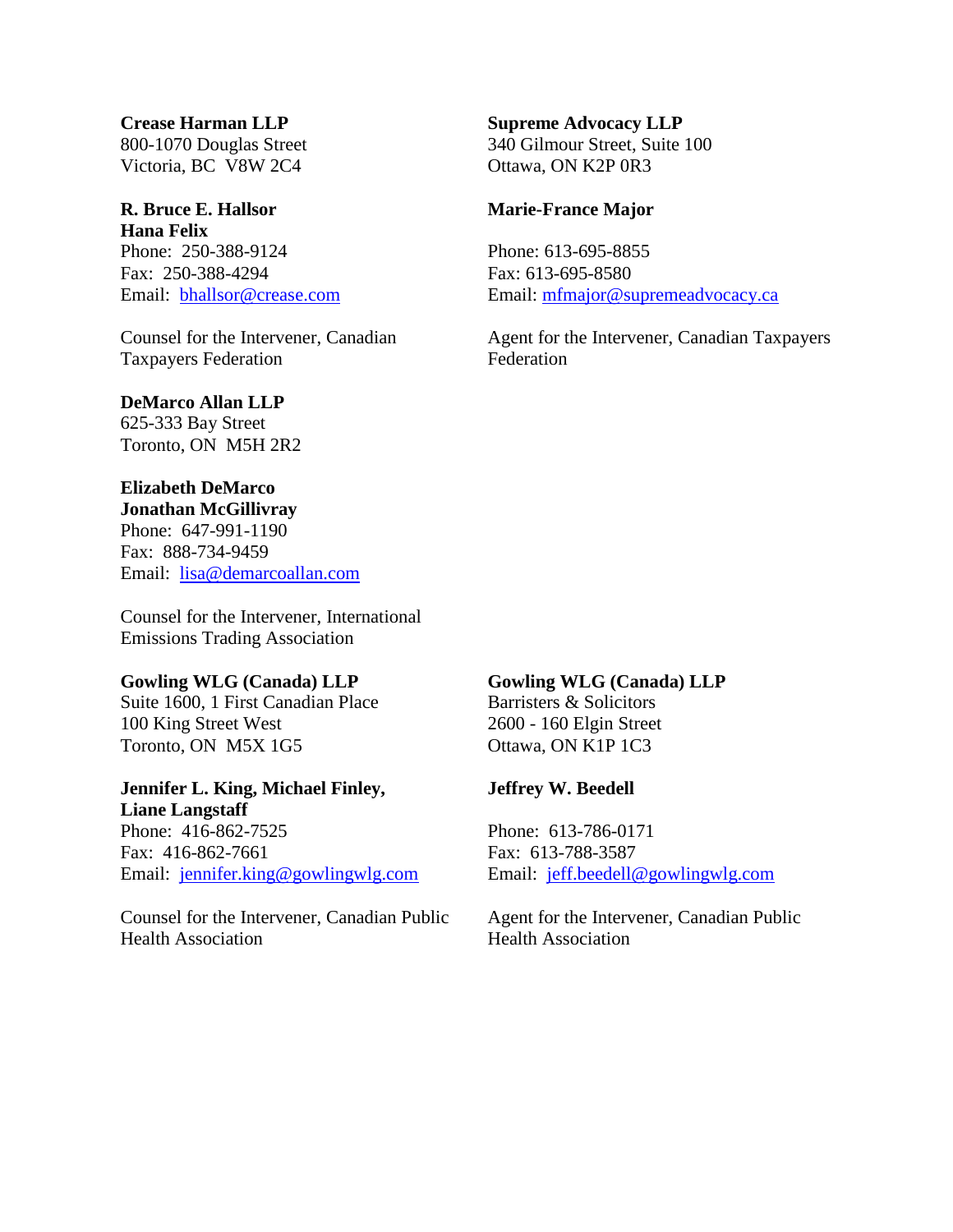**Crease Harman LLP**
800-1070 Douglas Street
Victoria, BC V8W 2C4

**R. Bruce E. Hallsor**
**Hana Felix**
Phone: 250-388-9124
Fax: 250-388-4294
Email: bhallsor@crease.com

Counsel for the Intervener, Canadian Taxpayers Federation

**Supreme Advocacy LLP**
340 Gilmour Street, Suite 100
Ottawa, ON K2P 0R3

**Marie-France Major**

Phone: 613-695-8855
Fax: 613-695-8580
Email: mfmajor@supremeadvocacy.ca

Agent for the Intervener, Canadian Taxpayers Federation

**DeMarco Allan LLP**
625-333 Bay Street
Toronto, ON M5H 2R2

**Elizabeth DeMarco**
**Jonathan McGillivray**
Phone: 647-991-1190
Fax: 888-734-9459
Email: lisa@demarcoallan.com

Counsel for the Intervener, International Emissions Trading Association

**Gowling WLG (Canada) LLP**
Suite 1600, 1 First Canadian Place
100 King Street West
Toronto, ON M5X 1G5

**Jennifer L. King, Michael Finley, Liane Langstaff**
Phone: 416-862-7525
Fax: 416-862-7661
Email: jennifer.king@gowlingwlg.com

Counsel for the Intervener, Canadian Public Health Association

**Gowling WLG (Canada) LLP**
Barristers & Solicitors
2600 - 160 Elgin Street
Ottawa, ON K1P 1C3

**Jeffrey W. Beedell**

Phone: 613-786-0171
Fax: 613-788-3587
Email: jeff.beedell@gowlingwlg.com

Agent for the Intervener, Canadian Public Health Association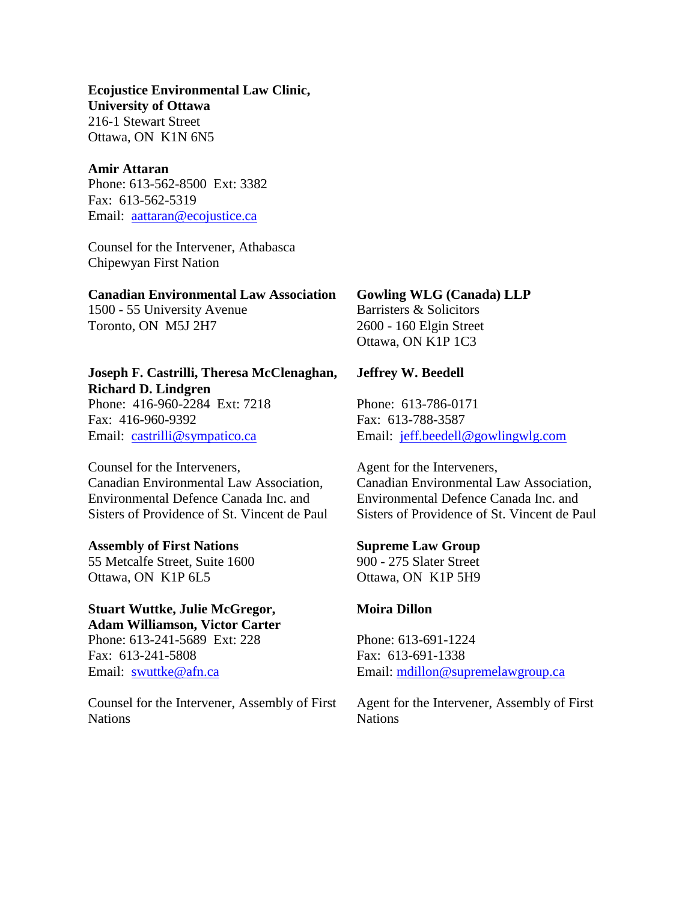**Ecojustice Environmental Law Clinic, University of Ottawa**
216-1 Stewart Street
Ottawa, ON K1N 6N5

**Amir Attaran**
Phone: 613-562-8500 Ext: 3382
Fax: 613-562-5319
Email: aattaran@ecojustice.ca

Counsel for the Intervener, Athabasca Chipewyan First Nation

**Canadian Environmental Law Association**
1500 - 55 University Avenue
Toronto, ON M5J 2H7

**Joseph F. Castrilli, Theresa McClenaghan, Richard D. Lindgren**
Phone: 416-960-2284 Ext: 7218
Fax: 416-960-9392
Email: castrilli@sympatico.ca

Counsel for the Interveners, Canadian Environmental Law Association, Environmental Defence Canada Inc. and Sisters of Providence of St. Vincent de Paul

**Gowling WLG (Canada) LLP**
Barristers & Solicitors
2600 - 160 Elgin Street
Ottawa, ON K1P 1C3

**Jeffrey W. Beedell**

Phone: 613-786-0171
Fax: 613-788-3587
Email: jeff.beedell@gowlingwlg.com

Agent for the Interveners, Canadian Environmental Law Association, Environmental Defence Canada Inc. and Sisters of Providence of St. Vincent de Paul

**Assembly of First Nations**
55 Metcalfe Street, Suite 1600
Ottawa, ON K1P 6L5

**Stuart Wuttke, Julie McGregor, Adam Williamson, Victor Carter**
Phone: 613-241-5689 Ext: 228
Fax: 613-241-5808
Email: swuttke@afn.ca

Counsel for the Intervener, Assembly of First Nations

**Supreme Law Group**
900 - 275 Slater Street
Ottawa, ON K1P 5H9

**Moira Dillon**

Phone: 613-691-1224
Fax: 613-691-1338
Email: mdillon@supremelawgroup.ca

Agent for the Intervener, Assembly of First Nations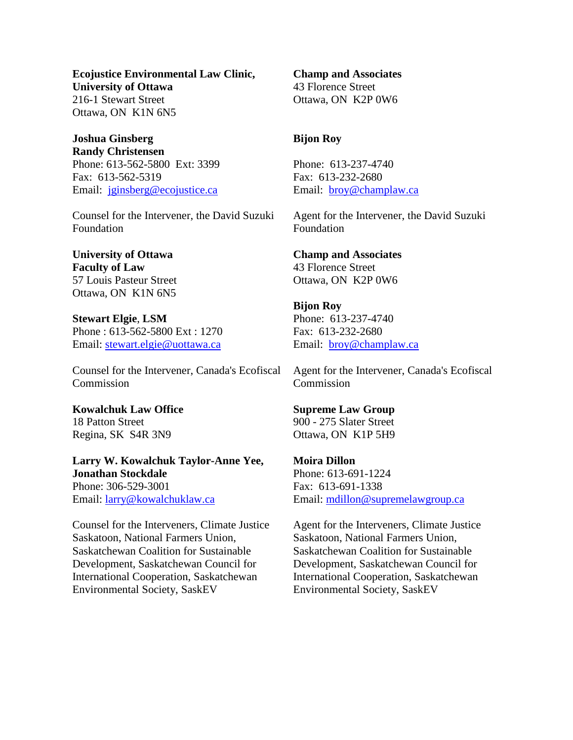**Ecojustice Environmental Law Clinic,**
**University of Ottawa**
216-1 Stewart Street
Ottawa, ON K1N 6N5

**Joshua Ginsberg**
**Randy Christensen**
Phone: 613-562-5800 Ext: 3399
Fax: 613-562-5319
Email: jginsberg@ecojustice.ca

Counsel for the Intervener, the David Suzuki Foundation

**Champ and Associates**
43 Florence Street
Ottawa, ON K2P 0W6

**Bijon Roy**

Phone: 613-237-4740
Fax: 613-232-2680
Email: broy@champlaw.ca

Agent for the Intervener, the David Suzuki Foundation

**University of Ottawa**
**Faculty of Law**
57 Louis Pasteur Street
Ottawa, ON K1N 6N5

**Stewart Elgie**, **LSM**
Phone : 613-562-5800 Ext : 1270
Email: stewart.elgie@uottawa.ca

Counsel for the Intervener, Canada's Ecofiscal Commission

**Champ and Associates**
43 Florence Street
Ottawa, ON K2P 0W6

**Bijon Roy**
Phone: 613-237-4740
Fax: 613-232-2680
Email: broy@champlaw.ca

Agent for the Intervener, Canada's Ecofiscal Commission

**Kowalchuk Law Office**
18 Patton Street
Regina, SK S4R 3N9

**Larry W. Kowalchuk Taylor-Anne Yee,**
**Jonathan Stockdale**
Phone: 306-529-3001
Email: larry@kowalchuklaw.ca

Counsel for the Interveners, Climate Justice Saskatoon, National Farmers Union, Saskatchewan Coalition for Sustainable Development, Saskatchewan Council for International Cooperation, Saskatchewan Environmental Society, SaskEV

**Supreme Law Group**
900 - 275 Slater Street
Ottawa, ON K1P 5H9

**Moira Dillon**
Phone: 613-691-1224
Fax: 613-691-1338
Email: mdillon@supremelawgroup.ca

Agent for the Interveners, Climate Justice Saskatoon, National Farmers Union, Saskatchewan Coalition for Sustainable Development, Saskatchewan Council for International Cooperation, Saskatchewan Environmental Society, SaskEV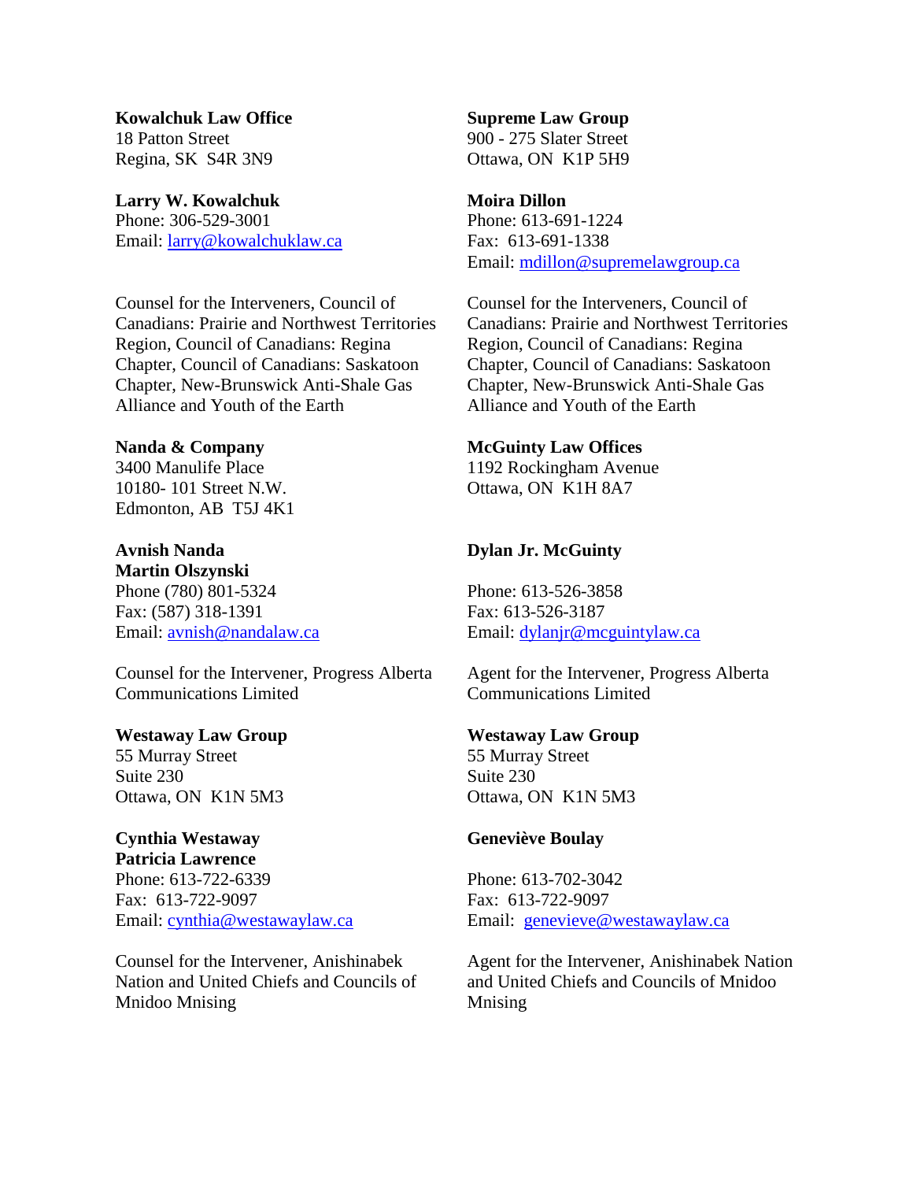**Kowalchuk Law Office**
18 Patton Street
Regina, SK  S4R 3N9

**Larry W. Kowalchuk**
Phone: 306-529-3001
Email: larry@kowalchuklaw.ca

Counsel for the Interveners, Council of Canadians: Prairie and Northwest Territories Region, Council of Canadians: Regina Chapter, Council of Canadians: Saskatoon Chapter, New-Brunswick Anti-Shale Gas Alliance and Youth of the Earth

**Supreme Law Group**
900 - 275 Slater Street
Ottawa, ON  K1P 5H9

**Moira Dillon**
Phone: 613-691-1224
Fax:  613-691-1338
Email: mdillon@supremelawgroup.ca

Counsel for the Interveners, Council of Canadians: Prairie and Northwest Territories Region, Council of Canadians: Regina Chapter, Council of Canadians: Saskatoon Chapter, New-Brunswick Anti-Shale Gas Alliance and Youth of the Earth

**Nanda & Company**
3400 Manulife Place
10180- 101 Street N.W.
Edmonton, AB  T5J 4K1

**Avnish Nanda**
**Martin Olszynski**
Phone (780) 801-5324
Fax: (587) 318-1391
Email: avnish@nandalaw.ca

Counsel for the Intervener, Progress Alberta Communications Limited

**McGuinty Law Offices**
1192 Rockingham Avenue
Ottawa, ON  K1H 8A7

**Dylan Jr. McGuinty**

Phone: 613-526-3858
Fax: 613-526-3187
Email: dylanjr@mcguintylaw.ca

Agent for the Intervener, Progress Alberta Communications Limited

**Westaway Law Group**
55 Murray Street
Suite 230
Ottawa, ON  K1N 5M3

**Cynthia Westaway**
**Patricia Lawrence**
Phone: 613-722-6339
Fax:  613-722-9097
Email: cynthia@westawaylaw.ca

Counsel for the Intervener, Anishinabek Nation and United Chiefs and Councils of Mnidoo Mnising

**Westaway Law Group**
55 Murray Street
Suite 230
Ottawa, ON  K1N 5M3

**Geneviève Boulay**

Phone: 613-702-3042
Fax:  613-722-9097
Email:  genevieve@westawaylaw.ca

Agent for the Intervener, Anishinabek Nation and United Chiefs and Councils of Mnidoo Mnising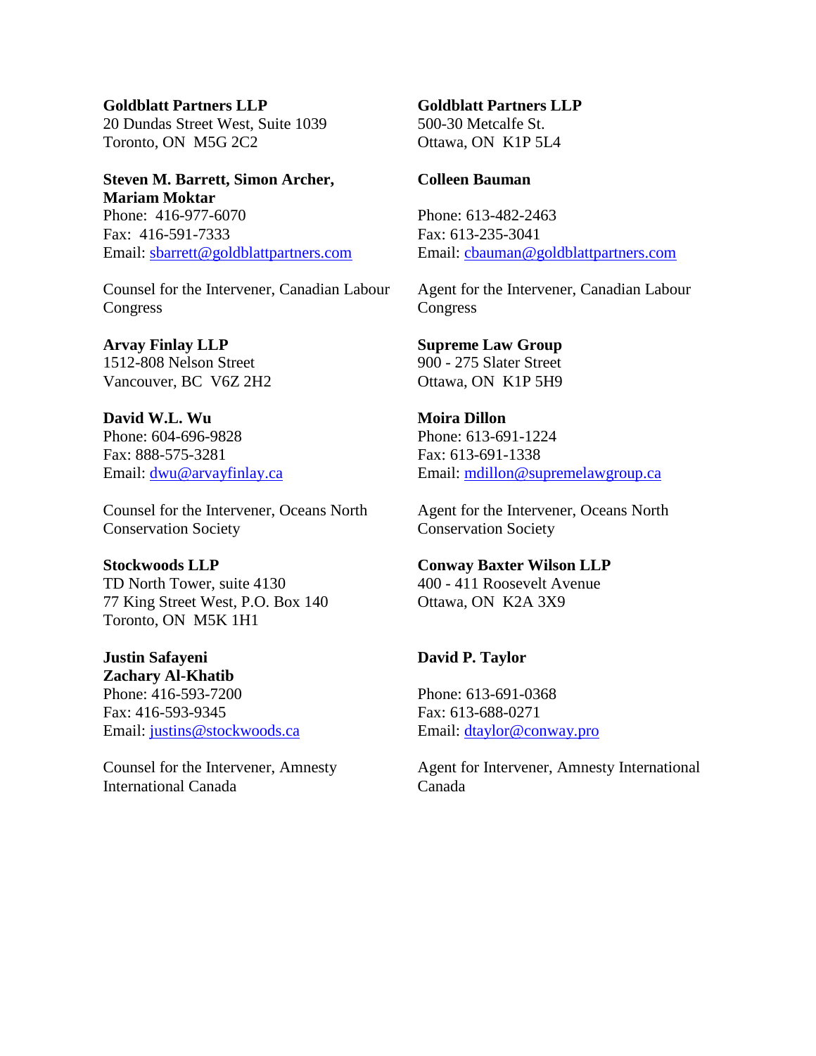**Goldblatt Partners LLP**
20 Dundas Street West, Suite 1039
Toronto, ON  M5G 2C2

**Steven M. Barrett, Simon Archer, Mariam Moktar**
Phone:  416-977-6070
Fax:  416-591-7333
Email: sbarrett@goldblattpartners.com

Counsel for the Intervener, Canadian Labour Congress

**Goldblatt Partners LLP**
500-30 Metcalfe St.
Ottawa, ON  K1P 5L4

**Colleen Bauman**

Phone: 613-482-2463
Fax: 613-235-3041
Email: cbauman@goldblattpartners.com

Agent for the Intervener, Canadian Labour Congress

**Arvay Finlay LLP**
1512-808 Nelson Street
Vancouver, BC  V6Z 2H2

**David W.L. Wu**
Phone: 604-696-9828
Fax: 888-575-3281
Email: dwu@arvayfinlay.ca

Counsel for the Intervener, Oceans North Conservation Society

**Supreme Law Group**
900 - 275 Slater Street
Ottawa, ON  K1P 5H9

**Moira Dillon**
Phone: 613-691-1224
Fax: 613-691-1338
Email: mdillon@supremelawgroup.ca

Agent for the Intervener, Oceans North Conservation Society

**Stockwoods LLP**
TD North Tower, suite 4130
77 King Street West, P.O. Box 140
Toronto, ON  M5K 1H1

**Justin Safayeni**
**Zachary Al-Khatib**
Phone: 416-593-7200
Fax: 416-593-9345
Email: justins@stockwoods.ca

Counsel for the Intervener, Amnesty International Canada

**Conway Baxter Wilson LLP**
400 - 411 Roosevelt Avenue
Ottawa, ON  K2A 3X9

**David P. Taylor**

Phone: 613-691-0368
Fax: 613-688-0271
Email: dtaylor@conway.pro

Agent for Intervener, Amnesty International Canada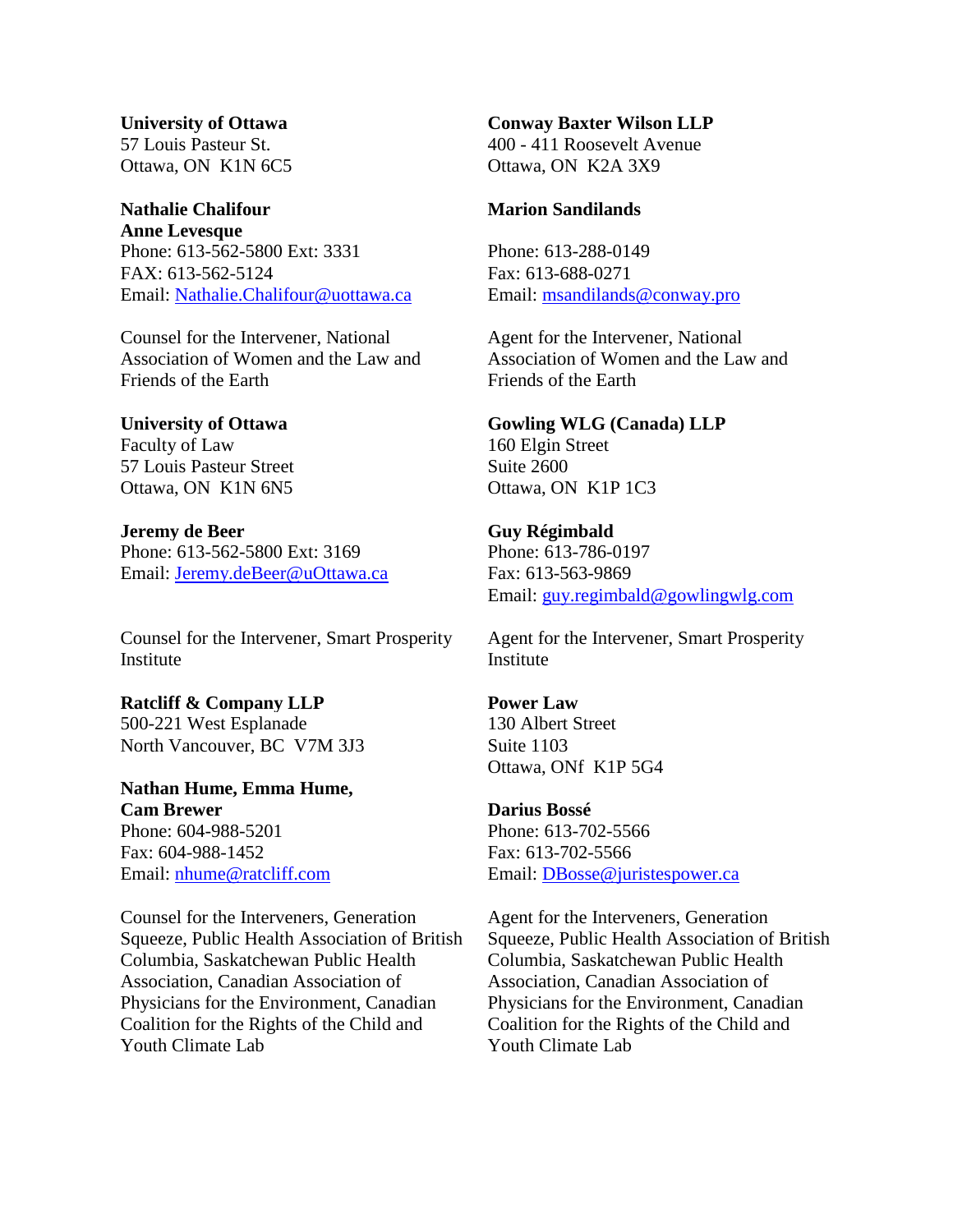**University of Ottawa**
57 Louis Pasteur St.
Ottawa, ON  K1N 6C5

**Nathalie Chalifour**
**Anne Levesque**
Phone: 613-562-5800 Ext: 3331
FAX: 613-562-5124
Email: Nathalie.Chalifour@uottawa.ca

Counsel for the Intervener, National Association of Women and the Law and Friends of the Earth

**Conway Baxter Wilson LLP**
400 - 411 Roosevelt Avenue
Ottawa, ON  K2A 3X9

**Marion Sandilands**

Phone: 613-288-0149
Fax: 613-688-0271
Email: msandilands@conway.pro

Agent for the Intervener, National Association of Women and the Law and Friends of the Earth

**University of Ottawa**
Faculty of Law
57 Louis Pasteur Street
Ottawa, ON  K1N 6N5

**Jeremy de Beer**
Phone: 613-562-5800 Ext: 3169
Email: Jeremy.deBeer@uOttawa.ca

Counsel for the Intervener, Smart Prosperity Institute

**Gowling WLG (Canada) LLP**
160 Elgin Street
Suite 2600
Ottawa, ON  K1P 1C3

**Guy Régimbald**
Phone: 613-786-0197
Fax: 613-563-9869
Email: guy.regimbald@gowlingwlg.com

Agent for the Intervener, Smart Prosperity Institute

**Ratcliff & Company LLP**
500-221 West Esplanade
North Vancouver, BC  V7M 3J3

**Nathan Hume, Emma Hume, Cam Brewer**
Phone: 604-988-5201
Fax: 604-988-1452
Email: nhume@ratcliff.com

Counsel for the Interveners, Generation Squeeze, Public Health Association of British Columbia, Saskatchewan Public Health Association, Canadian Association of Physicians for the Environment, Canadian Coalition for the Rights of the Child and Youth Climate Lab

**Power Law**
130 Albert Street
Suite 1103
Ottawa, ONf  K1P 5G4

**Darius Bossé**
Phone: 613-702-5566
Fax: 613-702-5566
Email: DBosse@juristespower.ca

Agent for the Interveners, Generation Squeeze, Public Health Association of British Columbia, Saskatchewan Public Health Association, Canadian Association of Physicians for the Environment, Canadian Coalition for the Rights of the Child and Youth Climate Lab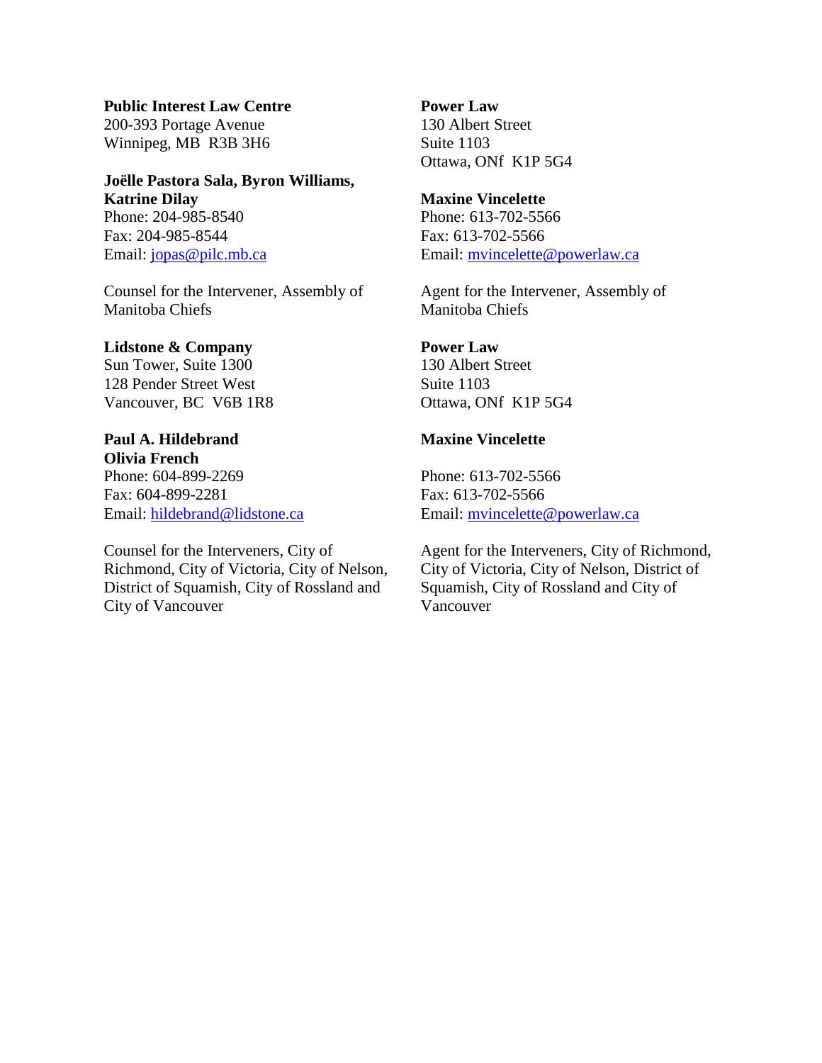**Public Interest Law Centre**
200-393 Portage Avenue
Winnipeg, MB  R3B 3H6

**Joëlle Pastora Sala, Byron Williams, Katrine Dilay**
Phone: 204-985-8540
Fax: 204-985-8544
Email: jopas@pilc.mb.ca

Counsel for the Intervener, Assembly of Manitoba Chiefs

**Power Law**
130 Albert Street
Suite 1103
Ottawa, ONf  K1P 5G4

**Maxine Vincelette**
Phone: 613-702-5566
Fax: 613-702-5566
Email: mvincelette@powerlaw.ca

Agent for the Intervener, Assembly of Manitoba Chiefs

**Lidstone & Company**
Sun Tower, Suite 1300
128 Pender Street West
Vancouver, BC  V6B 1R8

**Paul A. Hildebrand**
**Olivia French**
Phone: 604-899-2269
Fax: 604-899-2281
Email: hildebrand@lidstone.ca

Counsel for the Interveners, City of Richmond, City of Victoria, City of Nelson, District of Squamish, City of Rossland and City of Vancouver

**Power Law**
130 Albert Street
Suite 1103
Ottawa, ONf  K1P 5G4

**Maxine Vincelette**

Phone: 613-702-5566
Fax: 613-702-5566
Email: mvincelette@powerlaw.ca

Agent for the Interveners, City of Richmond, City of Victoria, City of Nelson, District of Squamish, City of Rossland and City of Vancouver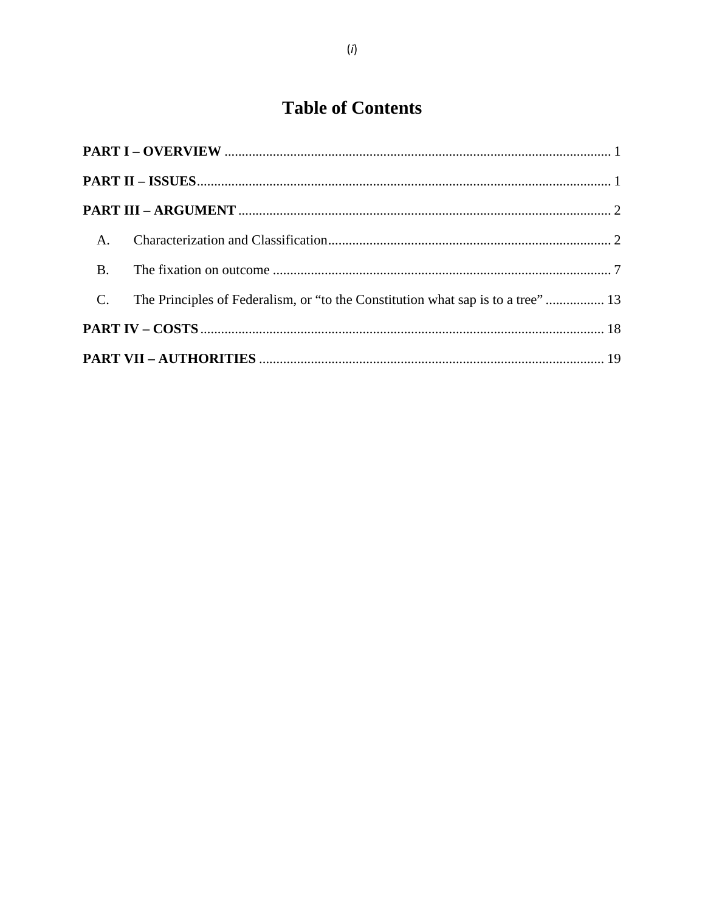# Table of Contents

**PART I – OVERVIEW** ............................................................................................................... 1

**PART II – ISSUES**....................................................................................................................... 1

**PART III – ARGUMENT** ........................................................................................................... 2

A. Characterization and Classification.................................................................................. 2

B. The fixation on outcome .................................................................................................. 7

C. The Principles of Federalism, or "to the Constitution what sap is to a tree" ................. 13

**PART IV – COSTS**..................................................................................................................... 18

**PART VII – AUTHORITIES** .................................................................................................... 19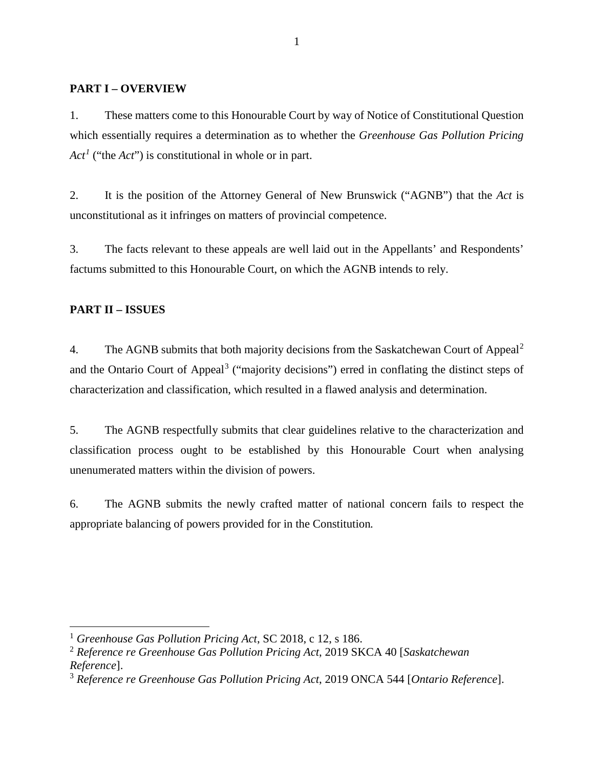## PART I – OVERVIEW

1. These matters come to this Honourable Court by way of Notice of Constitutional Question which essentially requires a determination as to whether the *Greenhouse Gas Pollution Pricing Act*[1] ("the *Act*") is constitutional in whole or in part.

2. It is the position of the Attorney General of New Brunswick ("AGNB") that the *Act* is unconstitutional as it infringes on matters of provincial competence.

3. The facts relevant to these appeals are well laid out in the Appellants' and Respondents' factums submitted to this Honourable Court, on which the AGNB intends to rely.

## PART II – ISSUES

4. The AGNB submits that both majority decisions from the Saskatchewan Court of Appeal[2] and the Ontario Court of Appeal[3] ("majority decisions") erred in conflating the distinct steps of characterization and classification, which resulted in a flawed analysis and determination.

5. The AGNB respectfully submits that clear guidelines relative to the characterization and classification process ought to be established by this Honourable Court when analysing unenumerated matters within the division of powers.

6. The AGNB submits the newly crafted matter of national concern fails to respect the appropriate balancing of powers provided for in the Constitution.

---

[1] *Greenhouse Gas Pollution Pricing Act*, SC 2018, c 12, s 186.

[2] *Reference re Greenhouse Gas Pollution Pricing Act*, 2019 SKCA 40 [*Saskatchewan Reference*].

[3] *Reference re Greenhouse Gas Pollution Pricing Act*, 2019 ONCA 544 [*Ontario Reference*].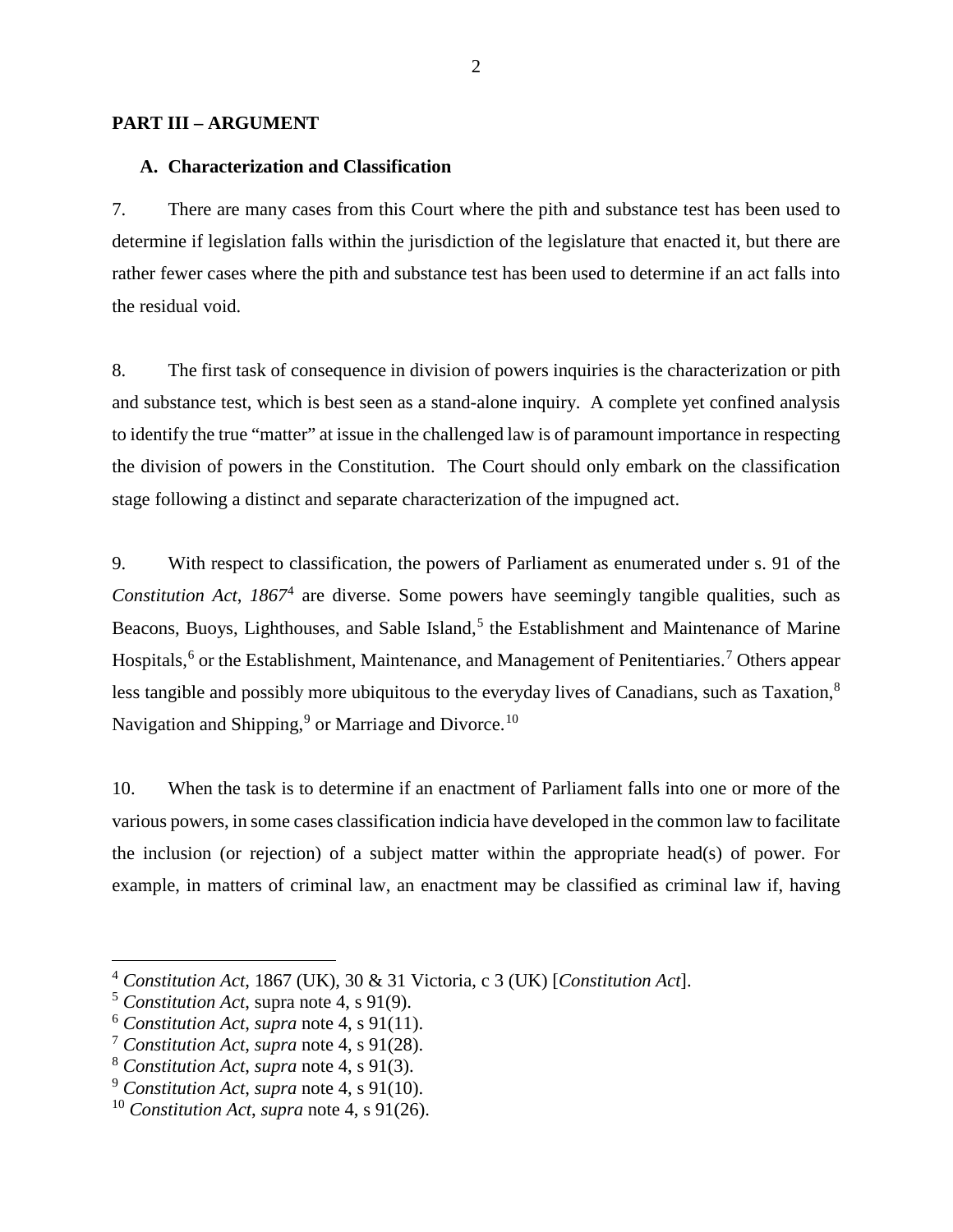## PART III – ARGUMENT

### A. Characterization and Classification

7. There are many cases from this Court where the pith and substance test has been used to determine if legislation falls within the jurisdiction of the legislature that enacted it, but there are rather fewer cases where the pith and substance test has been used to determine if an act falls into the residual void.

8. The first task of consequence in division of powers inquiries is the characterization or pith and substance test, which is best seen as a stand-alone inquiry. A complete yet confined analysis to identify the true "matter" at issue in the challenged law is of paramount importance in respecting the division of powers in the Constitution. The Court should only embark on the classification stage following a distinct and separate characterization of the impugned act.

9. With respect to classification, the powers of Parliament as enumerated under s. 91 of the *Constitution Act*, *1867*[4] are diverse. Some powers have seemingly tangible qualities, such as Beacons, Buoys, Lighthouses, and Sable Island,[5] the Establishment and Maintenance of Marine Hospitals,[6] or the Establishment, Maintenance, and Management of Penitentiaries.[7] Others appear less tangible and possibly more ubiquitous to the everyday lives of Canadians, such as Taxation,[8] Navigation and Shipping,[9] or Marriage and Divorce.[10]

10. When the task is to determine if an enactment of Parliament falls into one or more of the various powers, in some cases classification indicia have developed in the common law to facilitate the inclusion (or rejection) of a subject matter within the appropriate head(s) of power. For example, in matters of criminal law, an enactment may be classified as criminal law if, having

---

[4] *Constitution Act*, 1867 (UK), 30 & 31 Victoria, c 3 (UK) [*Constitution Act*].

[5] *Constitution Act*, supra note 4, s 91(9).

[6] *Constitution Act*, *supra* note 4, s 91(11).

[7] *Constitution Act*, *supra* note 4, s 91(28).

[8] *Constitution Act*, *supra* note 4, s 91(3).

[9] *Constitution Act*, *supra* note 4, s 91(10).

[10] *Constitution Act*, *supra* note 4, s 91(26).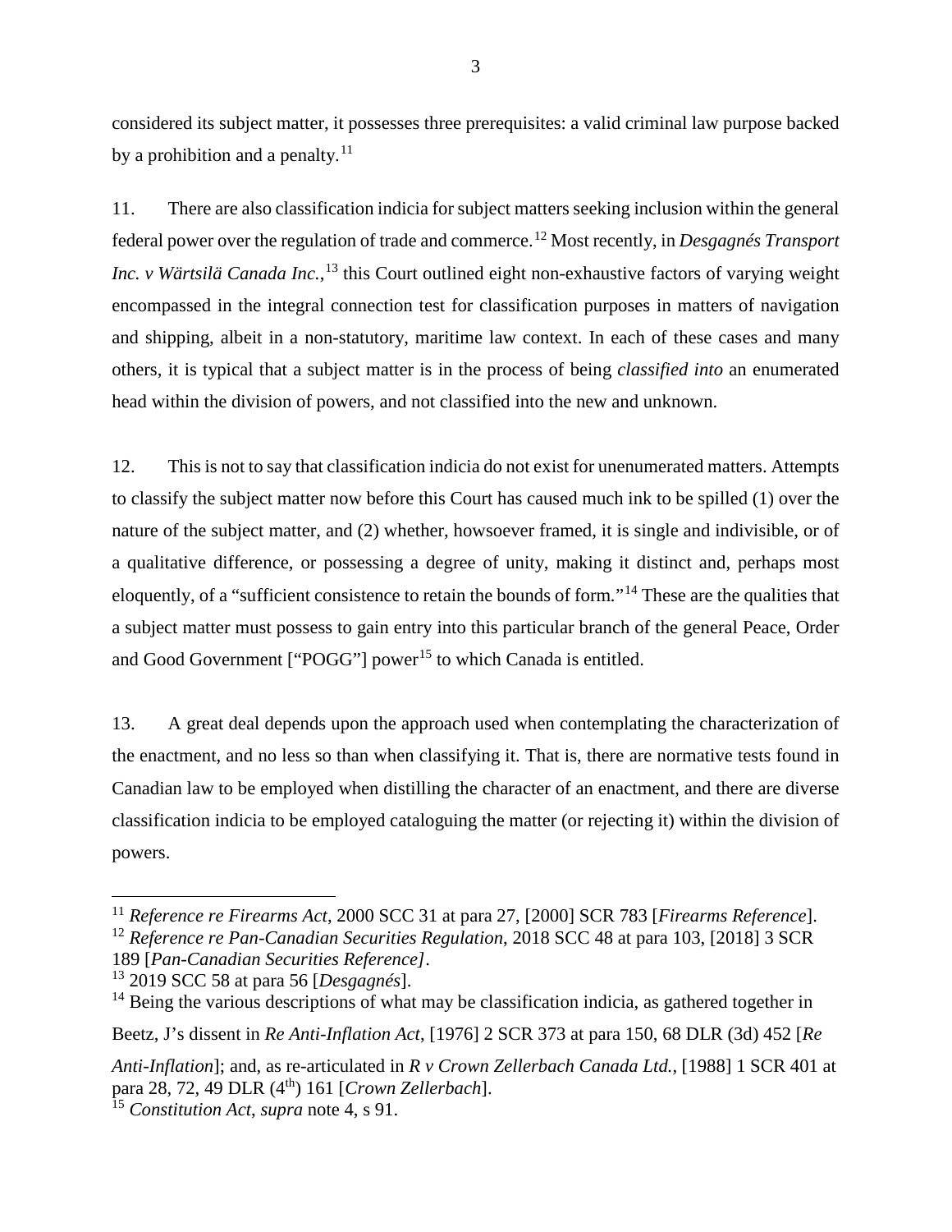considered its subject matter, it possesses three prerequisites: a valid criminal law purpose backed by a prohibition and a penalty.[11]

11. There are also classification indicia for subject matters seeking inclusion within the general federal power over the regulation of trade and commerce.[12] Most recently, in *Desgagnés Transport Inc. v Wärtsilä Canada Inc.*,[13] this Court outlined eight non-exhaustive factors of varying weight encompassed in the integral connection test for classification purposes in matters of navigation and shipping, albeit in a non-statutory, maritime law context. In each of these cases and many others, it is typical that a subject matter is in the process of being *classified into* an enumerated head within the division of powers, and not classified into the new and unknown.

12. This is not to say that classification indicia do not exist for unenumerated matters. Attempts to classify the subject matter now before this Court has caused much ink to be spilled (1) over the nature of the subject matter, and (2) whether, howsoever framed, it is single and indivisible, or of a qualitative difference, or possessing a degree of unity, making it distinct and, perhaps most eloquently, of a "sufficient consistence to retain the bounds of form."[14] These are the qualities that a subject matter must possess to gain entry into this particular branch of the general Peace, Order and Good Government ["POGG"] power[15] to which Canada is entitled.

13. A great deal depends upon the approach used when contemplating the characterization of the enactment, and no less so than when classifying it. That is, there are normative tests found in Canadian law to be employed when distilling the character of an enactment, and there are diverse classification indicia to be employed cataloguing the matter (or rejecting it) within the division of powers.

---

[11] *Reference re Firearms Act*, 2000 SCC 31 at para 27, [2000] SCR 783 [*Firearms Reference*].

[12] *Reference re Pan-Canadian Securities Regulation*, 2018 SCC 48 at para 103, [2018] 3 SCR 189 [*Pan-Canadian Securities Reference]*.

[13] 2019 SCC 58 at para 56 [*Desgagnés*].

[14] Being the various descriptions of what may be classification indicia, as gathered together in Beetz, J's dissent in *Re Anti-Inflation Act*, [1976] 2 SCR 373 at para 150, 68 DLR (3d) 452 [*Re Anti-Inflation*]; and, as re-articulated in *R v Crown Zellerbach Canada Ltd.*, [1988] 1 SCR 401 at para 28, 72, 49 DLR (4th) 161 [*Crown Zellerbach*].

[15] *Constitution Act*, *supra* note 4, s 91.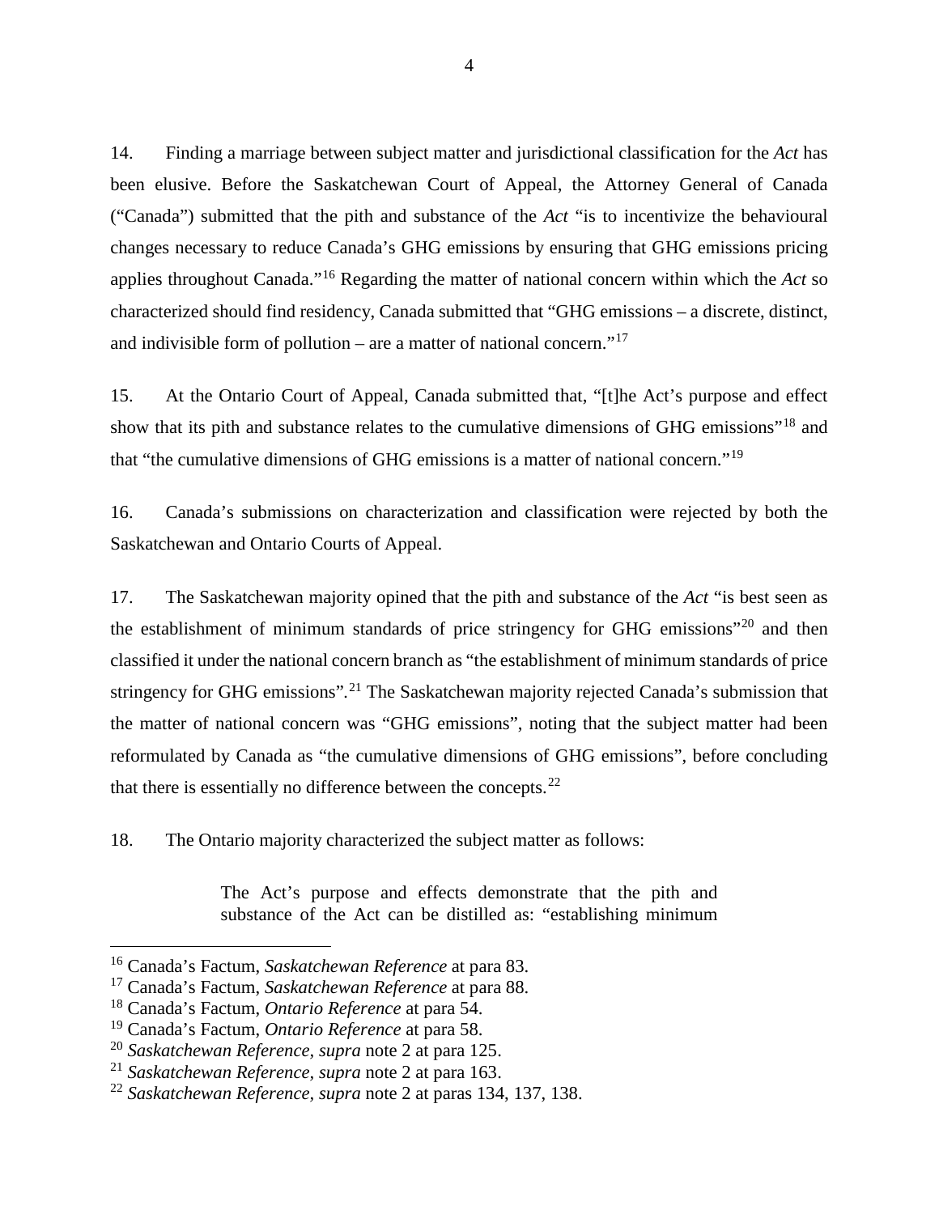14. Finding a marriage between subject matter and jurisdictional classification for the *Act* has been elusive. Before the Saskatchewan Court of Appeal, the Attorney General of Canada ("Canada") submitted that the pith and substance of the *Act* "is to incentivize the behavioural changes necessary to reduce Canada's GHG emissions by ensuring that GHG emissions pricing applies throughout Canada."[16] Regarding the matter of national concern within which the *Act* so characterized should find residency, Canada submitted that "GHG emissions – a discrete, distinct, and indivisible form of pollution – are a matter of national concern."[17]

15. At the Ontario Court of Appeal, Canada submitted that, "[t]he Act's purpose and effect show that its pith and substance relates to the cumulative dimensions of GHG emissions"[18] and that "the cumulative dimensions of GHG emissions is a matter of national concern."[19]

16. Canada's submissions on characterization and classification were rejected by both the Saskatchewan and Ontario Courts of Appeal.

17. The Saskatchewan majority opined that the pith and substance of the *Act* "is best seen as the establishment of minimum standards of price stringency for GHG emissions"[20] and then classified it under the national concern branch as "the establishment of minimum standards of price stringency for GHG emissions".[21] The Saskatchewan majority rejected Canada's submission that the matter of national concern was "GHG emissions", noting that the subject matter had been reformulated by Canada as "the cumulative dimensions of GHG emissions", before concluding that there is essentially no difference between the concepts.[22]

18. The Ontario majority characterized the subject matter as follows:

> The Act's purpose and effects demonstrate that the pith and substance of the Act can be distilled as: "establishing minimum

---

[16] Canada's Factum, *Saskatchewan Reference* at para 83.
[17] Canada's Factum, *Saskatchewan Reference* at para 88.
[18] Canada's Factum, *Ontario Reference* at para 54.
[19] Canada's Factum, *Ontario Reference* at para 58.
[20] *Saskatchewan Reference, supra* note 2 at para 125.
[21] *Saskatchewan Reference, supra* note 2 at para 163.
[22] *Saskatchewan Reference, supra* note 2 at paras 134, 137, 138.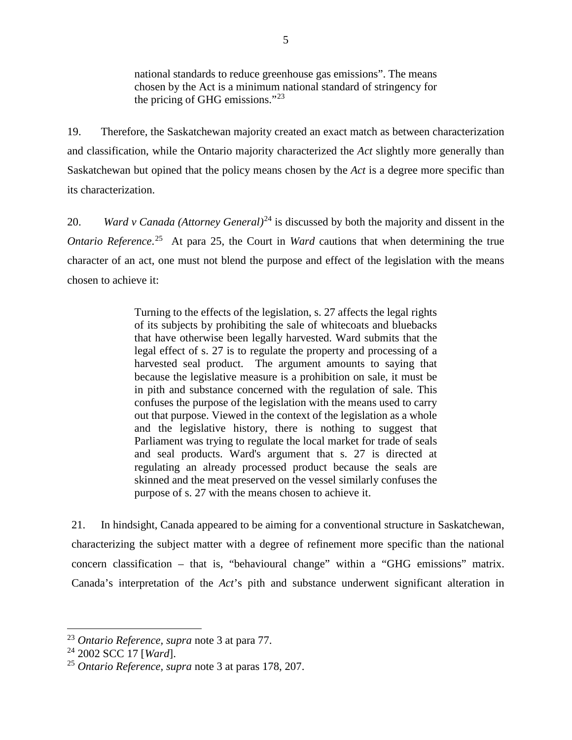> national standards to reduce greenhouse gas emissions". The means chosen by the Act is a minimum national standard of stringency for the pricing of GHG emissions."[23]

19. Therefore, the Saskatchewan majority created an exact match as between characterization and classification, while the Ontario majority characterized the *Act* slightly more generally than Saskatchewan but opined that the policy means chosen by the *Act* is a degree more specific than its characterization.

20. *Ward v Canada (Attorney General)*[24] is discussed by both the majority and dissent in the *Ontario Reference*.[25] At para 25, the Court in *Ward* cautions that when determining the true character of an act, one must not blend the purpose and effect of the legislation with the means chosen to achieve it:

> Turning to the effects of the legislation, s. 27 affects the legal rights of its subjects by prohibiting the sale of whitecoats and bluebacks that have otherwise been legally harvested. Ward submits that the legal effect of s. 27 is to regulate the property and processing of a harvested seal product. The argument amounts to saying that because the legislative measure is a prohibition on sale, it must be in pith and substance concerned with the regulation of sale. This confuses the purpose of the legislation with the means used to carry out that purpose. Viewed in the context of the legislation as a whole and the legislative history, there is nothing to suggest that Parliament was trying to regulate the local market for trade of seals and seal products. Ward's argument that s. 27 is directed at regulating an already processed product because the seals are skinned and the meat preserved on the vessel similarly confuses the purpose of s. 27 with the means chosen to achieve it.

21. In hindsight, Canada appeared to be aiming for a conventional structure in Saskatchewan, characterizing the subject matter with a degree of refinement more specific than the national concern classification – that is, "behavioural change" within a "GHG emissions" matrix. Canada's interpretation of the *Act*'s pith and substance underwent significant alteration in

---

[23] *Ontario Reference, supra* note 3 at para 77.

[24] 2002 SCC 17 [*Ward*].

[25] *Ontario Reference, supra* note 3 at paras 178, 207.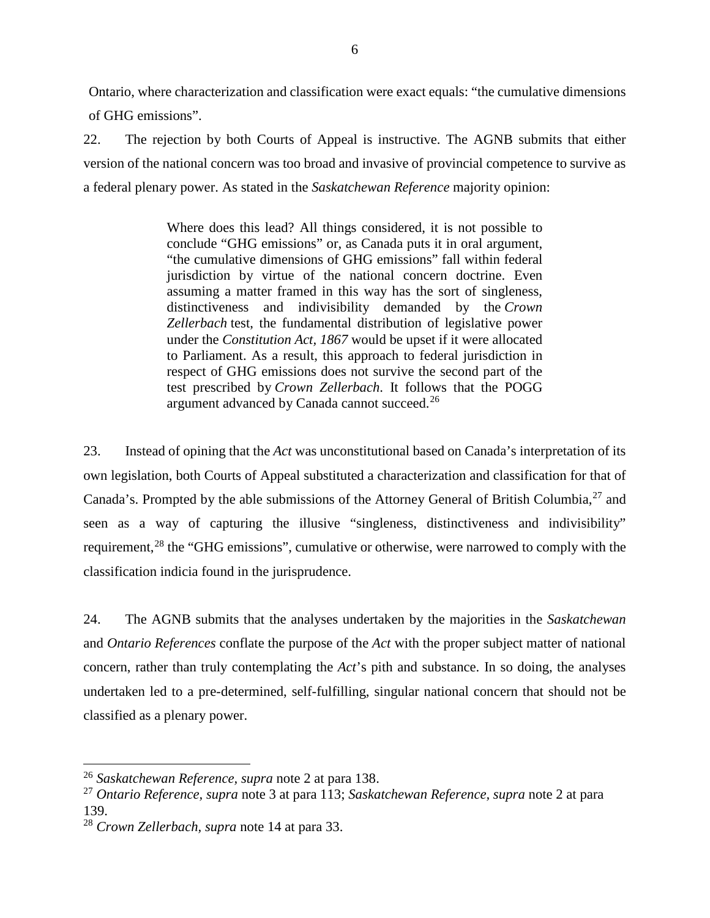Ontario, where characterization and classification were exact equals: "the cumulative dimensions of GHG emissions".

22. The rejection by both Courts of Appeal is instructive. The AGNB submits that either version of the national concern was too broad and invasive of provincial competence to survive as a federal plenary power. As stated in the *Saskatchewan Reference* majority opinion:

> Where does this lead? All things considered, it is not possible to conclude "GHG emissions" or, as Canada puts it in oral argument, "the cumulative dimensions of GHG emissions" fall within federal jurisdiction by virtue of the national concern doctrine. Even assuming a matter framed in this way has the sort of singleness, distinctiveness and indivisibility demanded by the *Crown Zellerbach* test, the fundamental distribution of legislative power under the *Constitution Act, 1867* would be upset if it were allocated to Parliament. As a result, this approach to federal jurisdiction in respect of GHG emissions does not survive the second part of the test prescribed by *Crown Zellerbach*. It follows that the POGG argument advanced by Canada cannot succeed.[26]

23. Instead of opining that the *Act* was unconstitutional based on Canada's interpretation of its own legislation, both Courts of Appeal substituted a characterization and classification for that of Canada's. Prompted by the able submissions of the Attorney General of British Columbia,[27] and seen as a way of capturing the illusive "singleness, distinctiveness and indivisibility" requirement,[28] the "GHG emissions", cumulative or otherwise, were narrowed to comply with the classification indicia found in the jurisprudence.

24. The AGNB submits that the analyses undertaken by the majorities in the *Saskatchewan* and *Ontario References* conflate the purpose of the *Act* with the proper subject matter of national concern, rather than truly contemplating the *Act*'s pith and substance. In so doing, the analyses undertaken led to a pre-determined, self-fulfilling, singular national concern that should not be classified as a plenary power.

---

[26] *Saskatchewan Reference, supra* note 2 at para 138.

[27] *Ontario Reference, supra* note 3 at para 113; *Saskatchewan Reference, supra* note 2 at para 139.

[28] *Crown Zellerbach, supra* note 14 at para 33.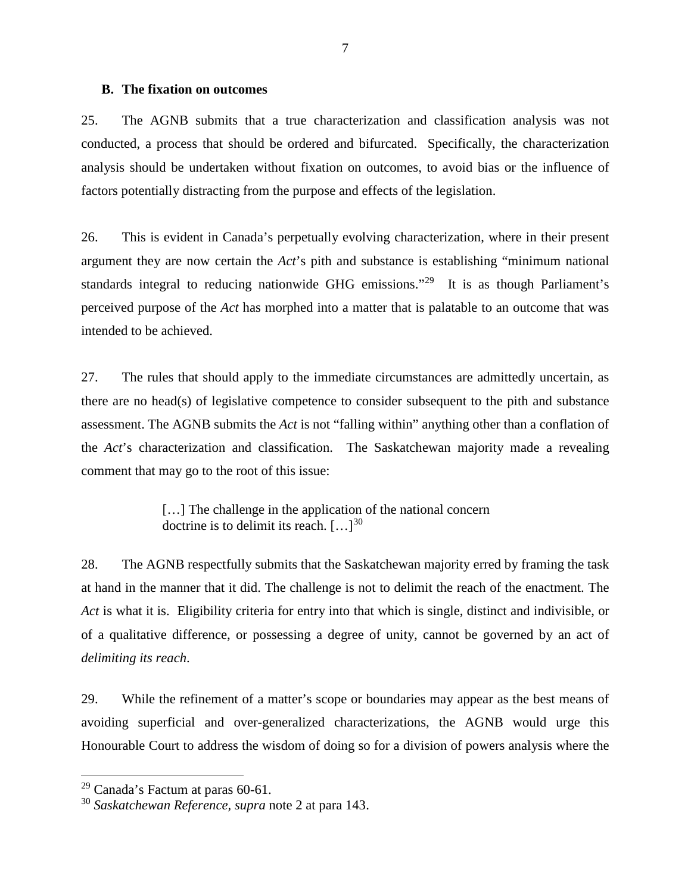### B. The fixation on outcomes

25. The AGNB submits that a true characterization and classification analysis was not conducted, a process that should be ordered and bifurcated. Specifically, the characterization analysis should be undertaken without fixation on outcomes, to avoid bias or the influence of factors potentially distracting from the purpose and effects of the legislation.

26. This is evident in Canada's perpetually evolving characterization, where in their present argument they are now certain the *Act*'s pith and substance is establishing "minimum national standards integral to reducing nationwide GHG emissions."[29] It is as though Parliament's perceived purpose of the *Act* has morphed into a matter that is palatable to an outcome that was intended to be achieved.

27. The rules that should apply to the immediate circumstances are admittedly uncertain, as there are no head(s) of legislative competence to consider subsequent to the pith and substance assessment. The AGNB submits the *Act* is not "falling within" anything other than a conflation of the *Act*'s characterization and classification. The Saskatchewan majority made a revealing comment that may go to the root of this issue:

> […] The challenge in the application of the national concern doctrine is to delimit its reach. […][30]

28. The AGNB respectfully submits that the Saskatchewan majority erred by framing the task at hand in the manner that it did. The challenge is not to delimit the reach of the enactment. The *Act* is what it is. Eligibility criteria for entry into that which is single, distinct and indivisible, or of a qualitative difference, or possessing a degree of unity, cannot be governed by an act of *delimiting its reach*.

29. While the refinement of a matter's scope or boundaries may appear as the best means of avoiding superficial and over-generalized characterizations, the AGNB would urge this Honourable Court to address the wisdom of doing so for a division of powers analysis where the

---

[29] Canada's Factum at paras 60-61.

[30] *Saskatchewan Reference, supra* note 2 at para 143.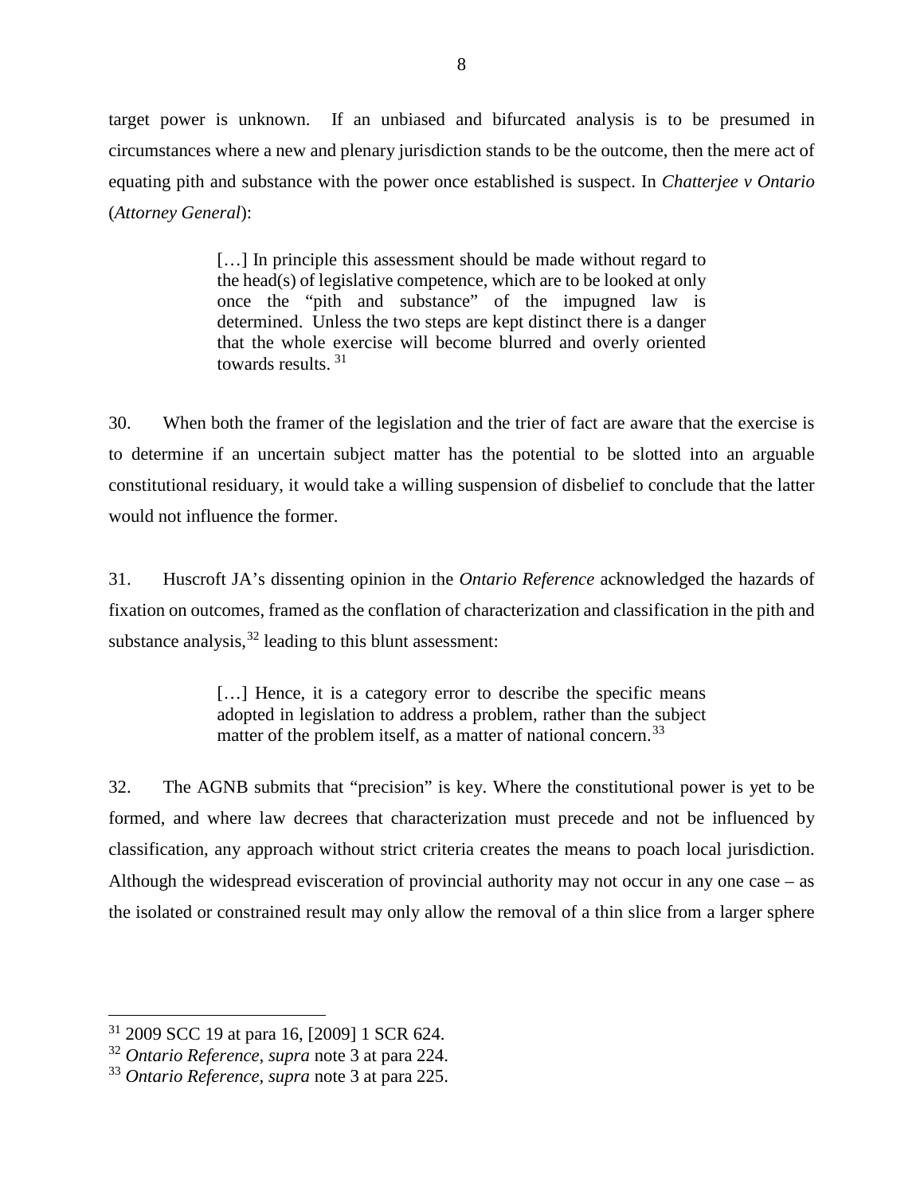target power is unknown. If an unbiased and bifurcated analysis is to be presumed in circumstances where a new and plenary jurisdiction stands to be the outcome, then the mere act of equating pith and substance with the power once established is suspect. In *Chatterjee v Ontario* (*Attorney General*):

> […] In principle this assessment should be made without regard to the head(s) of legislative competence, which are to be looked at only once the "pith and substance" of the impugned law is determined. Unless the two steps are kept distinct there is a danger that the whole exercise will become blurred and overly oriented towards results. [31]

30. When both the framer of the legislation and the trier of fact are aware that the exercise is to determine if an uncertain subject matter has the potential to be slotted into an arguable constitutional residuary, it would take a willing suspension of disbelief to conclude that the latter would not influence the former.

31. Huscroft JA's dissenting opinion in the *Ontario Reference* acknowledged the hazards of fixation on outcomes, framed as the conflation of characterization and classification in the pith and substance analysis,[32] leading to this blunt assessment:

> […] Hence, it is a category error to describe the specific means adopted in legislation to address a problem, rather than the subject matter of the problem itself, as a matter of national concern.[33]

32. The AGNB submits that "precision" is key. Where the constitutional power is yet to be formed, and where law decrees that characterization must precede and not be influenced by classification, any approach without strict criteria creates the means to poach local jurisdiction. Although the widespread evisceration of provincial authority may not occur in any one case – as the isolated or constrained result may only allow the removal of a thin slice from a larger sphere

---

[31] 2009 SCC 19 at para 16, [2009] 1 SCR 624.

[32] *Ontario Reference*, *supra* note 3 at para 224.

[33] *Ontario Reference*, *supra* note 3 at para 225.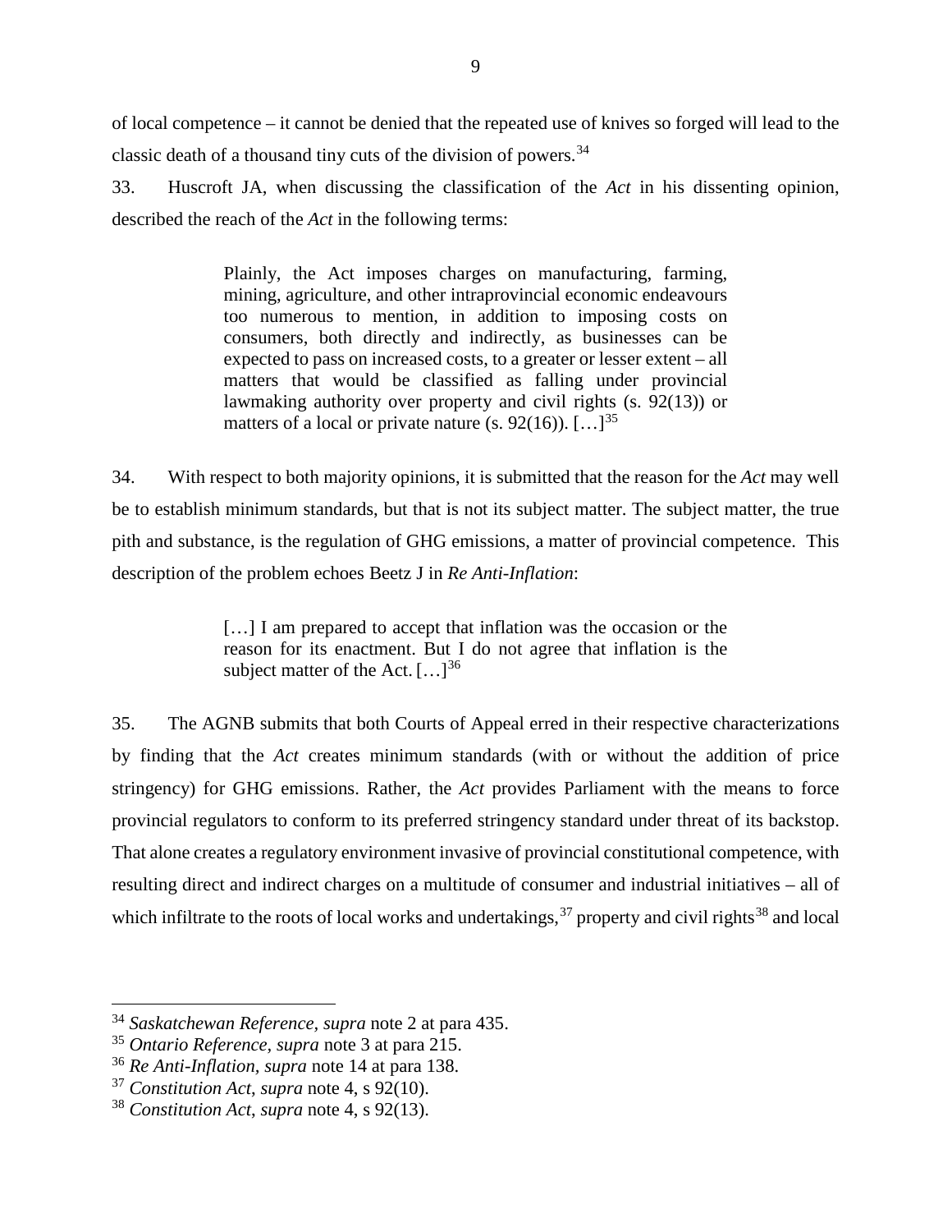of local competence – it cannot be denied that the repeated use of knives so forged will lead to the classic death of a thousand tiny cuts of the division of powers.[34]

33. Huscroft JA, when discussing the classification of the *Act* in his dissenting opinion, described the reach of the *Act* in the following terms:

> Plainly, the Act imposes charges on manufacturing, farming, mining, agriculture, and other intraprovincial economic endeavours too numerous to mention, in addition to imposing costs on consumers, both directly and indirectly, as businesses can be expected to pass on increased costs, to a greater or lesser extent – all matters that would be classified as falling under provincial lawmaking authority over property and civil rights (s. 92(13)) or matters of a local or private nature (s. 92(16)). […][35]

34. With respect to both majority opinions, it is submitted that the reason for the *Act* may well be to establish minimum standards, but that is not its subject matter. The subject matter, the true pith and substance, is the regulation of GHG emissions, a matter of provincial competence. This description of the problem echoes Beetz J in *Re Anti-Inflation*:

> […] I am prepared to accept that inflation was the occasion or the reason for its enactment. But I do not agree that inflation is the subject matter of the Act. […][36]

35. The AGNB submits that both Courts of Appeal erred in their respective characterizations by finding that the *Act* creates minimum standards (with or without the addition of price stringency) for GHG emissions. Rather, the *Act* provides Parliament with the means to force provincial regulators to conform to its preferred stringency standard under threat of its backstop. That alone creates a regulatory environment invasive of provincial constitutional competence, with resulting direct and indirect charges on a multitude of consumer and industrial initiatives – all of which infiltrate to the roots of local works and undertakings,[37] property and civil rights[38] and local

---

[34] *Saskatchewan Reference*, *supra* note 2 at para 435.

[35] *Ontario Reference, supra* note 3 at para 215.

[36] *Re Anti-Inflation*, *supra* note 14 at para 138.

[37] *Constitution Act*, *supra* note 4, s 92(10).

[38] *Constitution Act*, *supra* note 4, s 92(13).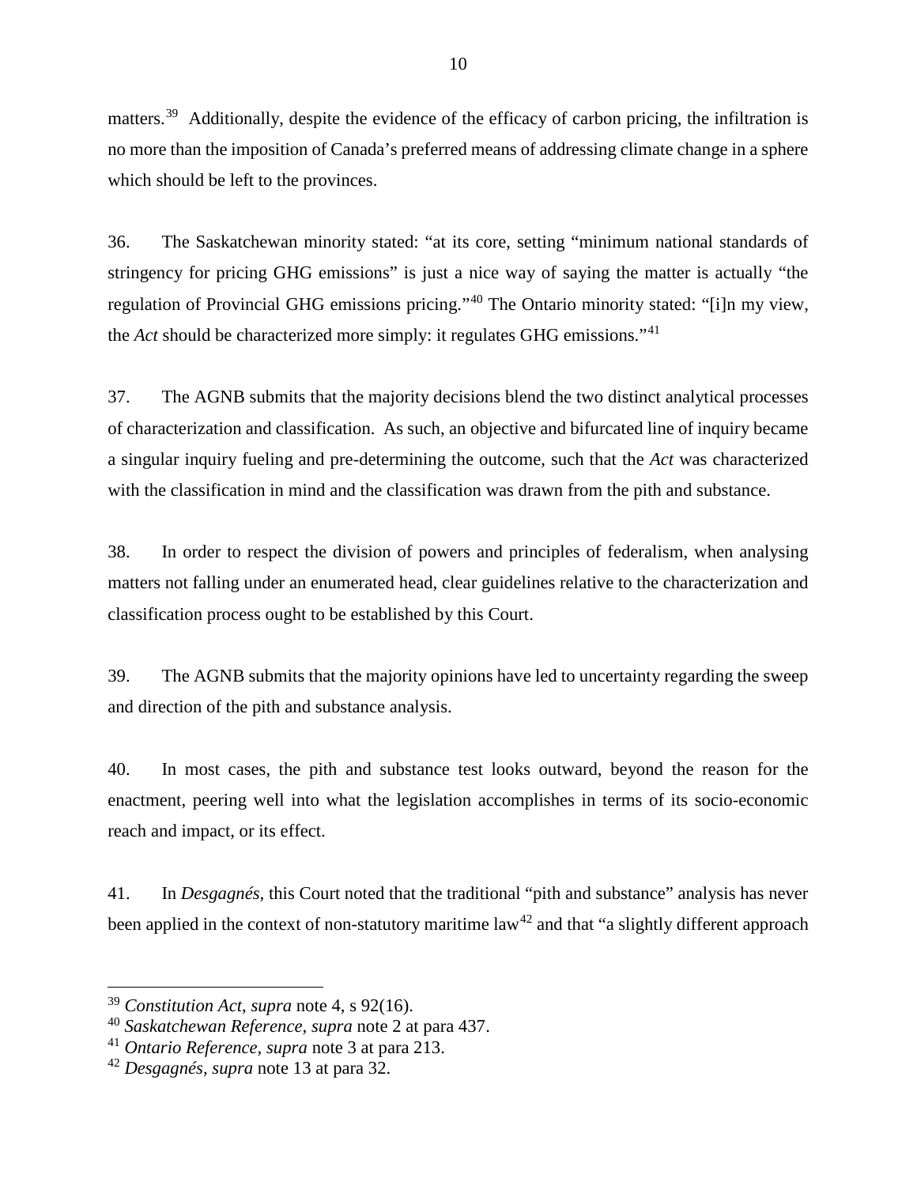matters.[39] Additionally, despite the evidence of the efficacy of carbon pricing, the infiltration is no more than the imposition of Canada's preferred means of addressing climate change in a sphere which should be left to the provinces.

36. The Saskatchewan minority stated: "at its core, setting "minimum national standards of stringency for pricing GHG emissions" is just a nice way of saying the matter is actually "the regulation of Provincial GHG emissions pricing."[40] The Ontario minority stated: "[i]n my view, the *Act* should be characterized more simply: it regulates GHG emissions."[41]

37. The AGNB submits that the majority decisions blend the two distinct analytical processes of characterization and classification. As such, an objective and bifurcated line of inquiry became a singular inquiry fueling and pre-determining the outcome, such that the *Act* was characterized with the classification in mind and the classification was drawn from the pith and substance.

38. In order to respect the division of powers and principles of federalism, when analysing matters not falling under an enumerated head, clear guidelines relative to the characterization and classification process ought to be established by this Court.

39. The AGNB submits that the majority opinions have led to uncertainty regarding the sweep and direction of the pith and substance analysis.

40. In most cases, the pith and substance test looks outward, beyond the reason for the enactment, peering well into what the legislation accomplishes in terms of its socio-economic reach and impact, or its effect.

41. In *Desgagnés*, this Court noted that the traditional "pith and substance" analysis has never been applied in the context of non-statutory maritime law[42] and that "a slightly different approach

---

[39] *Constitution Act*, *supra* note 4, s 92(16).
[40] *Saskatchewan Reference*, *supra* note 2 at para 437.
[41] *Ontario Reference*, *supra* note 3 at para 213.
[42] *Desgagnés*, *supra* note 13 at para 32.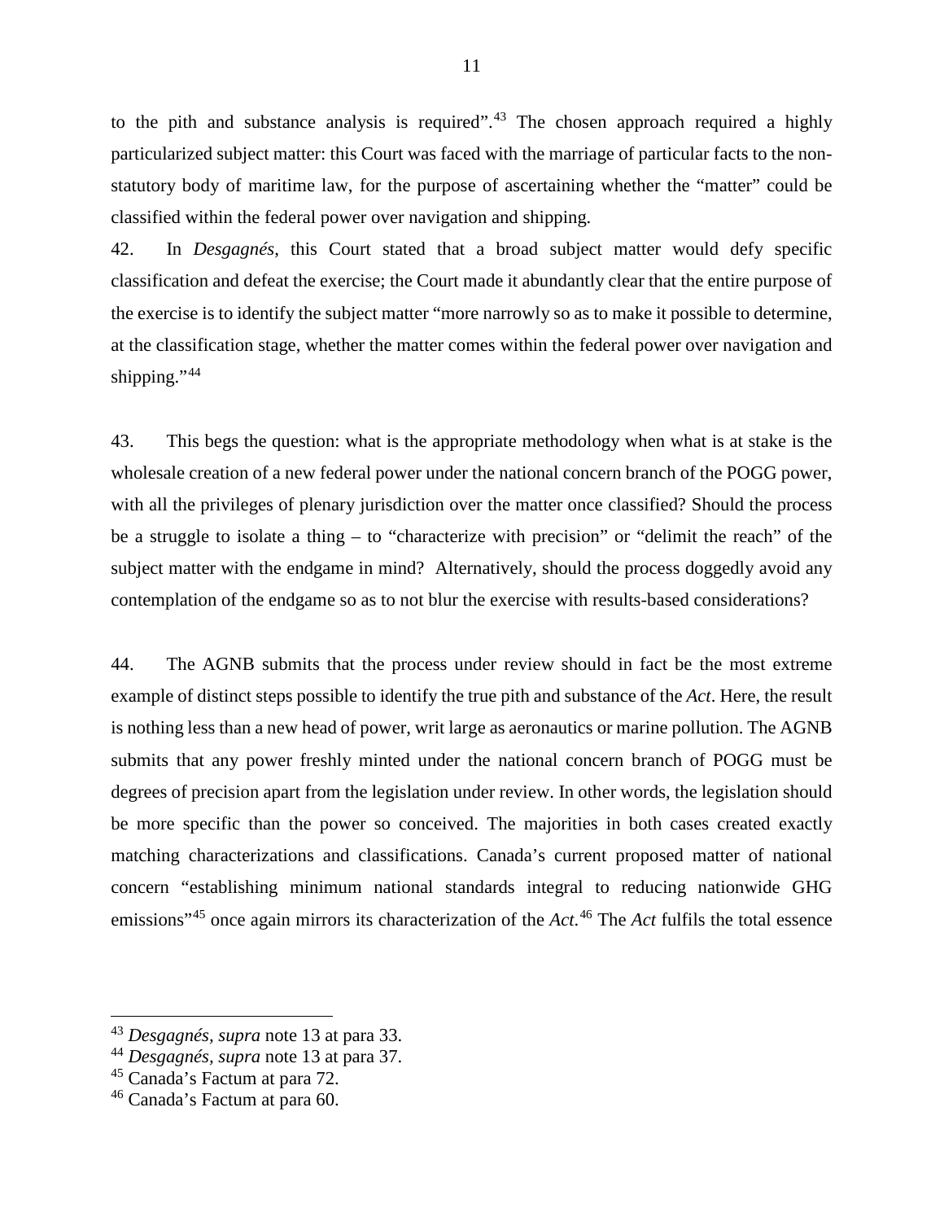to the pith and substance analysis is required".[43] The chosen approach required a highly particularized subject matter: this Court was faced with the marriage of particular facts to the non-statutory body of maritime law, for the purpose of ascertaining whether the "matter" could be classified within the federal power over navigation and shipping.

42. In *Desgagnés*, this Court stated that a broad subject matter would defy specific classification and defeat the exercise; the Court made it abundantly clear that the entire purpose of the exercise is to identify the subject matter "more narrowly so as to make it possible to determine, at the classification stage, whether the matter comes within the federal power over navigation and shipping."[44]

43. This begs the question: what is the appropriate methodology when what is at stake is the wholesale creation of a new federal power under the national concern branch of the POGG power, with all the privileges of plenary jurisdiction over the matter once classified? Should the process be a struggle to isolate a thing – to "characterize with precision" or "delimit the reach" of the subject matter with the endgame in mind? Alternatively, should the process doggedly avoid any contemplation of the endgame so as to not blur the exercise with results-based considerations?

44. The AGNB submits that the process under review should in fact be the most extreme example of distinct steps possible to identify the true pith and substance of the *Act*. Here, the result is nothing less than a new head of power, writ large as aeronautics or marine pollution. The AGNB submits that any power freshly minted under the national concern branch of POGG must be degrees of precision apart from the legislation under review. In other words, the legislation should be more specific than the power so conceived. The majorities in both cases created exactly matching characterizations and classifications. Canada's current proposed matter of national concern "establishing minimum national standards integral to reducing nationwide GHG emissions"[45] once again mirrors its characterization of the *Act*.[46] The *Act* fulfils the total essence

---

[43] *Desgagnés, supra* note 13 at para 33.

[44] *Desgagnés, supra* note 13 at para 37.

[45] Canada's Factum at para 72.

[46] Canada's Factum at para 60.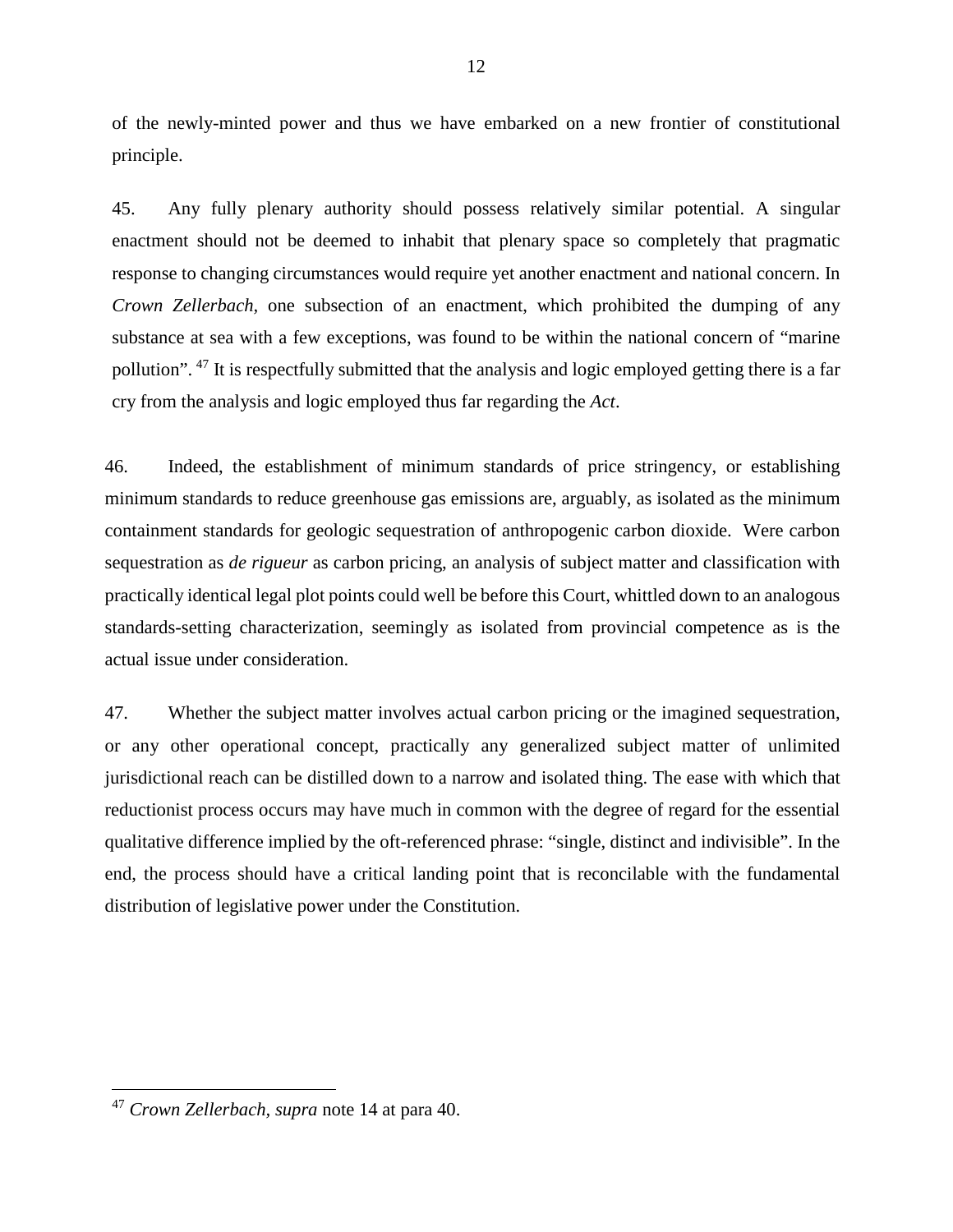of the newly-minted power and thus we have embarked on a new frontier of constitutional principle.

45. Any fully plenary authority should possess relatively similar potential. A singular enactment should not be deemed to inhabit that plenary space so completely that pragmatic response to changing circumstances would require yet another enactment and national concern. In *Crown Zellerbach*, one subsection of an enactment, which prohibited the dumping of any substance at sea with a few exceptions, was found to be within the national concern of "marine pollution".[47] It is respectfully submitted that the analysis and logic employed getting there is a far cry from the analysis and logic employed thus far regarding the *Act*.

46. Indeed, the establishment of minimum standards of price stringency, or establishing minimum standards to reduce greenhouse gas emissions are, arguably, as isolated as the minimum containment standards for geologic sequestration of anthropogenic carbon dioxide. Were carbon sequestration as *de rigueur* as carbon pricing, an analysis of subject matter and classification with practically identical legal plot points could well be before this Court, whittled down to an analogous standards-setting characterization, seemingly as isolated from provincial competence as is the actual issue under consideration.

47. Whether the subject matter involves actual carbon pricing or the imagined sequestration, or any other operational concept, practically any generalized subject matter of unlimited jurisdictional reach can be distilled down to a narrow and isolated thing. The ease with which that reductionist process occurs may have much in common with the degree of regard for the essential qualitative difference implied by the oft-referenced phrase: "single, distinct and indivisible". In the end, the process should have a critical landing point that is reconcilable with the fundamental distribution of legislative power under the Constitution.

---

[47] *Crown Zellerbach*, *supra* note 14 at para 40.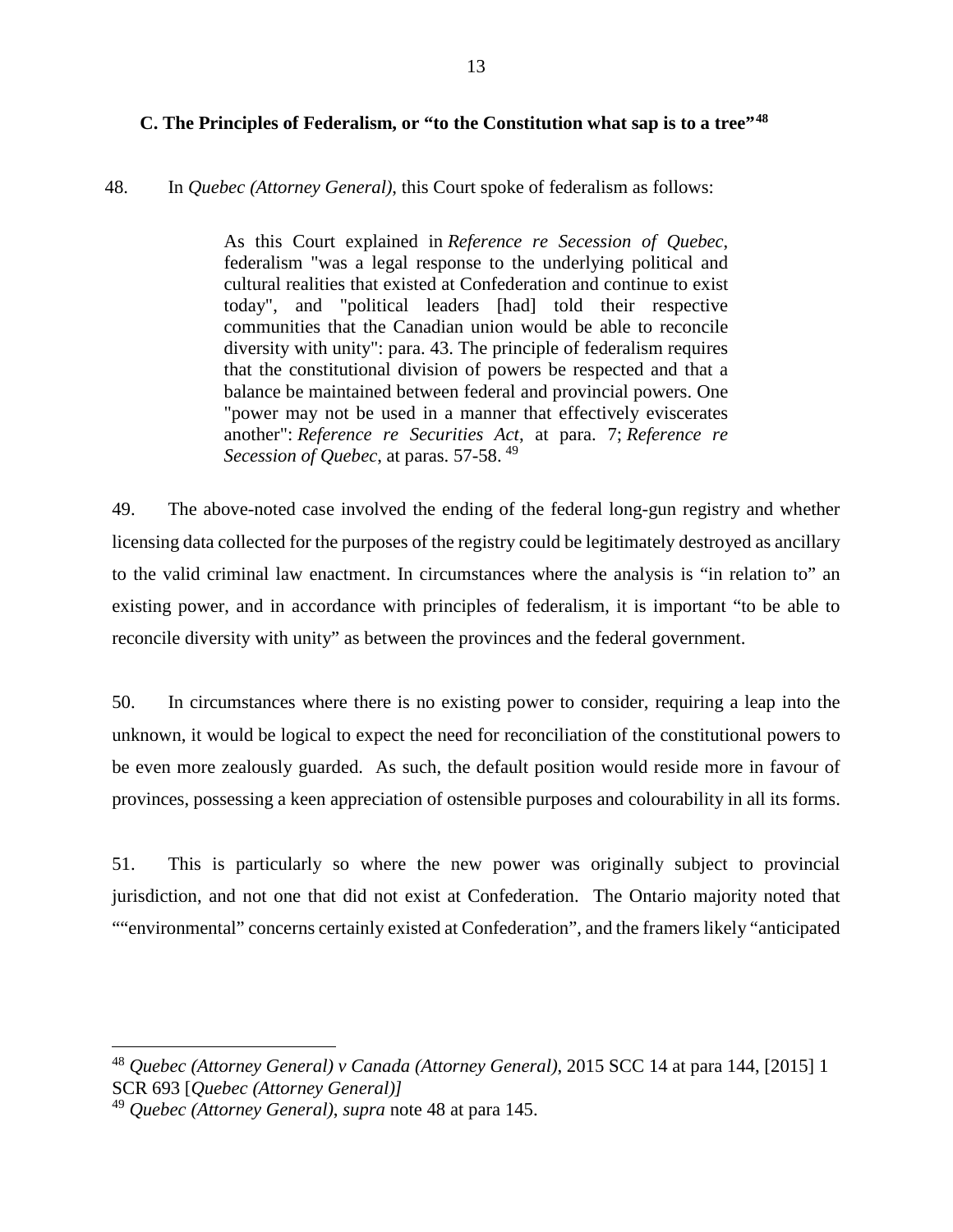### C. The Principles of Federalism, or "to the Constitution what sap is to a tree"[48]

48. In *Quebec (Attorney General)*, this Court spoke of federalism as follows:

> As this Court explained in *Reference re Secession of Quebec*, federalism "was a legal response to the underlying political and cultural realities that existed at Confederation and continue to exist today", and "political leaders [had] told their respective communities that the Canadian union would be able to reconcile diversity with unity": para. 43. The principle of federalism requires that the constitutional division of powers be respected and that a balance be maintained between federal and provincial powers. One "power may not be used in a manner that effectively eviscerates another": *Reference re Securities Act*, at para. 7; *Reference re Secession of Quebec*, at paras. 57-58. [49]

49. The above-noted case involved the ending of the federal long-gun registry and whether licensing data collected for the purposes of the registry could be legitimately destroyed as ancillary to the valid criminal law enactment. In circumstances where the analysis is "in relation to" an existing power, and in accordance with principles of federalism, it is important "to be able to reconcile diversity with unity" as between the provinces and the federal government.

50. In circumstances where there is no existing power to consider, requiring a leap into the unknown, it would be logical to expect the need for reconciliation of the constitutional powers to be even more zealously guarded. As such, the default position would reside more in favour of provinces, possessing a keen appreciation of ostensible purposes and colourability in all its forms.

51. This is particularly so where the new power was originally subject to provincial jurisdiction, and not one that did not exist at Confederation. The Ontario majority noted that ""environmental" concerns certainly existed at Confederation", and the framers likely "anticipated

---

[48] *Quebec (Attorney General) v Canada (Attorney General)*, 2015 SCC 14 at para 144, [2015] 1 SCR 693 [*Quebec (Attorney General)]*

[49] *Quebec (Attorney General)*, *supra* note 48 at para 145.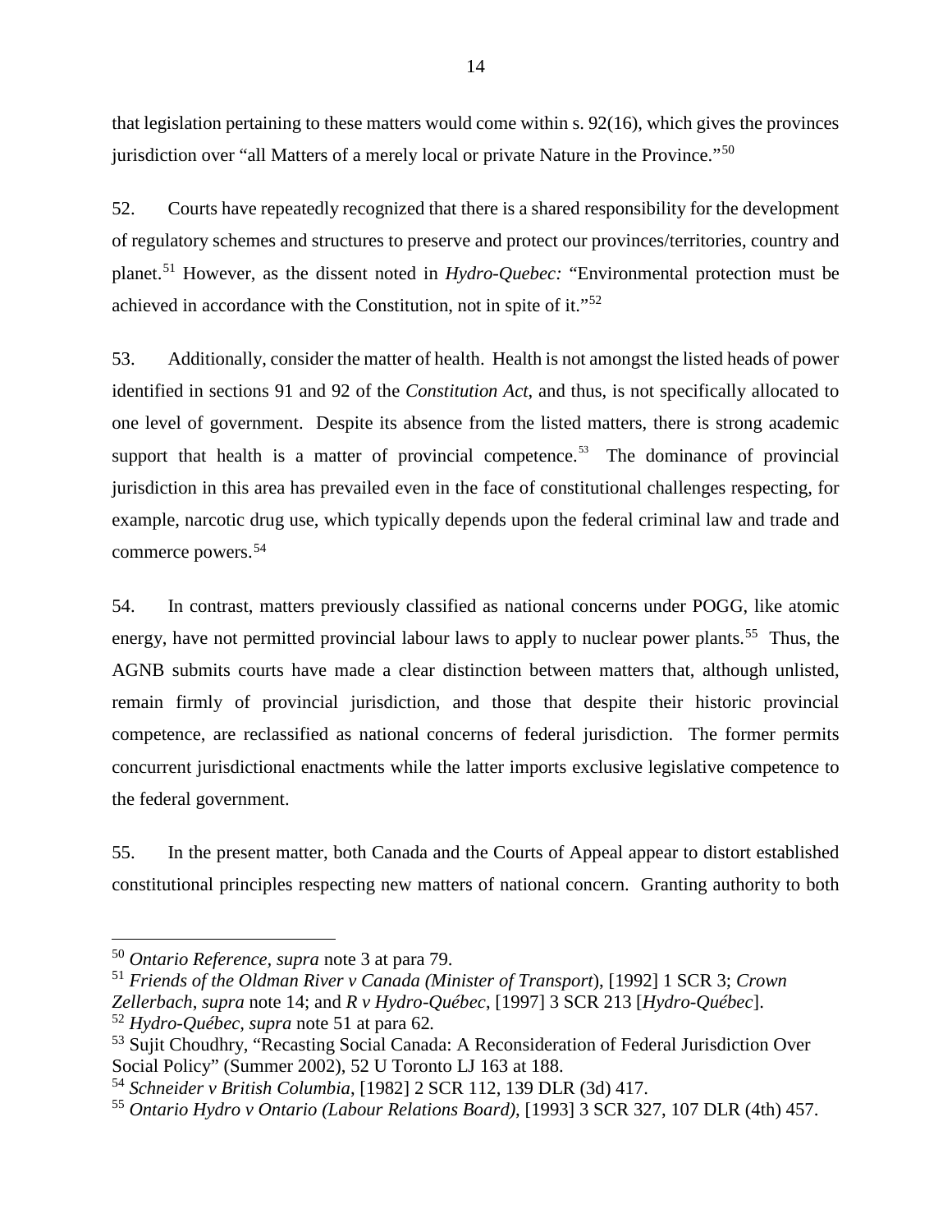that legislation pertaining to these matters would come within s. 92(16), which gives the provinces jurisdiction over "all Matters of a merely local or private Nature in the Province."[50]

52. Courts have repeatedly recognized that there is a shared responsibility for the development of regulatory schemes and structures to preserve and protect our provinces/territories, country and planet.[51] However, as the dissent noted in *Hydro-Quebec:* "Environmental protection must be achieved in accordance with the Constitution, not in spite of it."[52]

53. Additionally, consider the matter of health. Health is not amongst the listed heads of power identified in sections 91 and 92 of the *Constitution Act*, and thus, is not specifically allocated to one level of government. Despite its absence from the listed matters, there is strong academic support that health is a matter of provincial competence.[53] The dominance of provincial jurisdiction in this area has prevailed even in the face of constitutional challenges respecting, for example, narcotic drug use, which typically depends upon the federal criminal law and trade and commerce powers.[54]

54. In contrast, matters previously classified as national concerns under POGG, like atomic energy, have not permitted provincial labour laws to apply to nuclear power plants.[55] Thus, the AGNB submits courts have made a clear distinction between matters that, although unlisted, remain firmly of provincial jurisdiction, and those that despite their historic provincial competence, are reclassified as national concerns of federal jurisdiction. The former permits concurrent jurisdictional enactments while the latter imports exclusive legislative competence to the federal government.

55. In the present matter, both Canada and the Courts of Appeal appear to distort established constitutional principles respecting new matters of national concern. Granting authority to both

---

[50] *Ontario Reference, supra* note 3 at para 79.

[51] *Friends of the Oldman River v Canada (Minister of Transport*), [1992] 1 SCR 3; *Crown Zellerbach*, *supra* note 14; and *R v Hydro-Québec*, [1997] 3 SCR 213 [*Hydro-Québec*].

[52] *Hydro-Québec, supra* note 51 at para 62.

[53] Sujit Choudhry, "Recasting Social Canada: A Reconsideration of Federal Jurisdiction Over Social Policy" (Summer 2002), 52 U Toronto LJ 163 at 188.

[54] *Schneider v British Columbia*, [1982] 2 SCR 112, 139 DLR (3d) 417.

[55] *Ontario Hydro v Ontario (Labour Relations Board)*, [1993] 3 SCR 327, 107 DLR (4th) 457.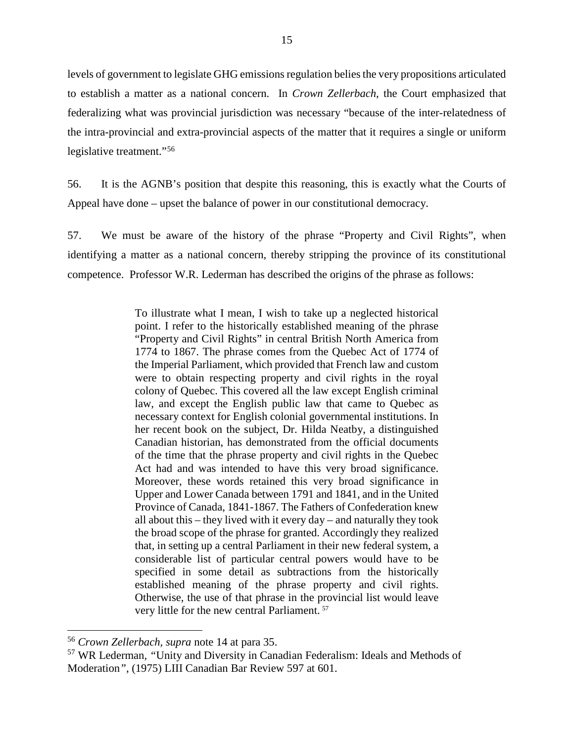levels of government to legislate GHG emissions regulation belies the very propositions articulated to establish a matter as a national concern. In *Crown Zellerbach*, the Court emphasized that federalizing what was provincial jurisdiction was necessary "because of the inter-relatedness of the intra-provincial and extra-provincial aspects of the matter that it requires a single or uniform legislative treatment."[56]

56. It is the AGNB's position that despite this reasoning, this is exactly what the Courts of Appeal have done – upset the balance of power in our constitutional democracy.

57. We must be aware of the history of the phrase "Property and Civil Rights", when identifying a matter as a national concern, thereby stripping the province of its constitutional competence. Professor W.R. Lederman has described the origins of the phrase as follows:

> To illustrate what I mean, I wish to take up a neglected historical point. I refer to the historically established meaning of the phrase "Property and Civil Rights" in central British North America from 1774 to 1867. The phrase comes from the Quebec Act of 1774 of the Imperial Parliament, which provided that French law and custom were to obtain respecting property and civil rights in the royal colony of Quebec. This covered all the law except English criminal law, and except the English public law that came to Quebec as necessary context for English colonial governmental institutions. In her recent book on the subject, Dr. Hilda Neatby, a distinguished Canadian historian, has demonstrated from the official documents of the time that the phrase property and civil rights in the Quebec Act had and was intended to have this very broad significance. Moreover, these words retained this very broad significance in Upper and Lower Canada between 1791 and 1841, and in the United Province of Canada, 1841-1867. The Fathers of Confederation knew all about this – they lived with it every day – and naturally they took the broad scope of the phrase for granted. Accordingly they realized that, in setting up a central Parliament in their new federal system, a considerable list of particular central powers would have to be specified in some detail as subtractions from the historically established meaning of the phrase property and civil rights. Otherwise, the use of that phrase in the provincial list would leave very little for the new central Parliament.[57]

---

[56] *Crown Zellerbach*, *supra* note 14 at para 35.

[57] WR Lederman, "Unity and Diversity in Canadian Federalism: Ideals and Methods of Moderation", (1975) LIII Canadian Bar Review 597 at 601.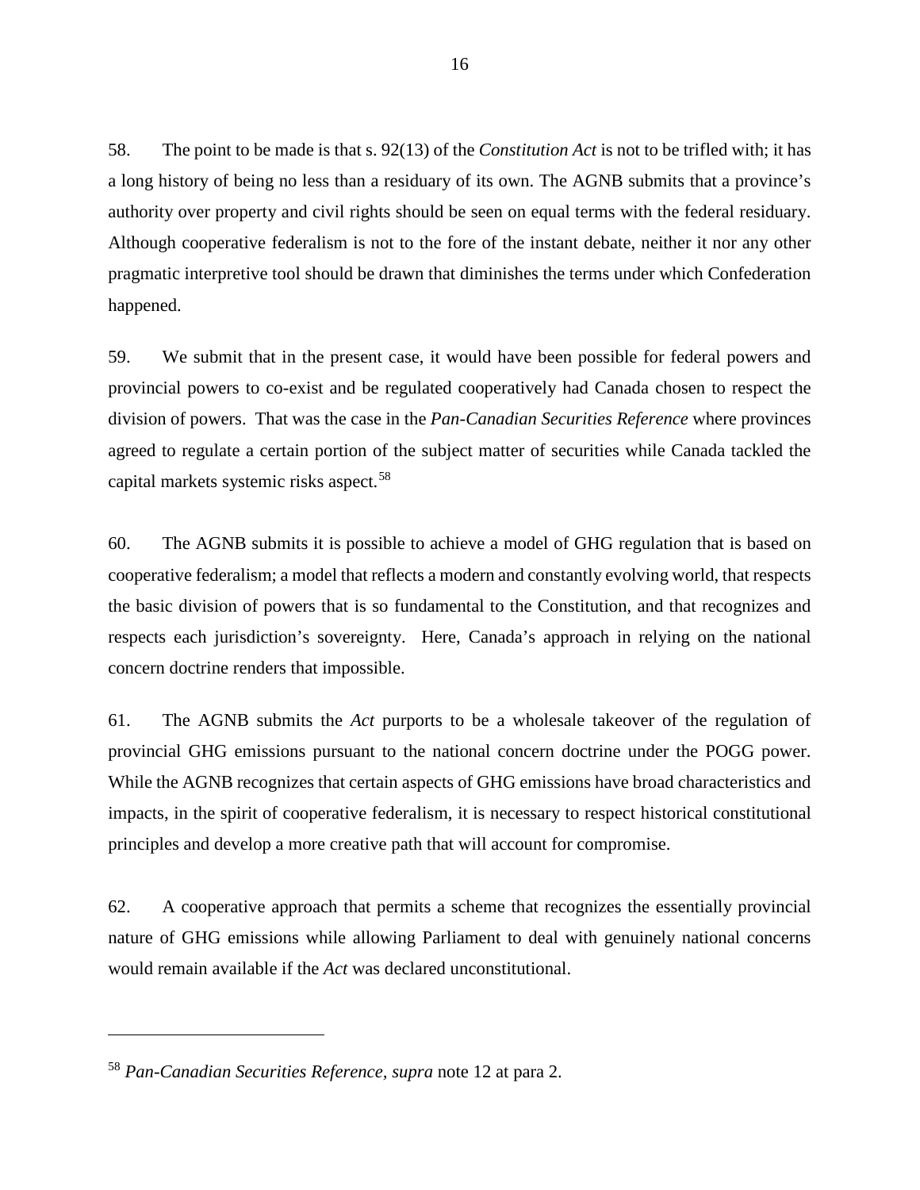58. The point to be made is that s. 92(13) of the *Constitution Act* is not to be trifled with; it has a long history of being no less than a residuary of its own. The AGNB submits that a province's authority over property and civil rights should be seen on equal terms with the federal residuary. Although cooperative federalism is not to the fore of the instant debate, neither it nor any other pragmatic interpretive tool should be drawn that diminishes the terms under which Confederation happened.

59. We submit that in the present case, it would have been possible for federal powers and provincial powers to co-exist and be regulated cooperatively had Canada chosen to respect the division of powers. That was the case in the *Pan-Canadian Securities Reference* where provinces agreed to regulate a certain portion of the subject matter of securities while Canada tackled the capital markets systemic risks aspect.[58]

60. The AGNB submits it is possible to achieve a model of GHG regulation that is based on cooperative federalism; a model that reflects a modern and constantly evolving world, that respects the basic division of powers that is so fundamental to the Constitution, and that recognizes and respects each jurisdiction's sovereignty. Here, Canada's approach in relying on the national concern doctrine renders that impossible.

61. The AGNB submits the *Act* purports to be a wholesale takeover of the regulation of provincial GHG emissions pursuant to the national concern doctrine under the POGG power. While the AGNB recognizes that certain aspects of GHG emissions have broad characteristics and impacts, in the spirit of cooperative federalism, it is necessary to respect historical constitutional principles and develop a more creative path that will account for compromise.

62. A cooperative approach that permits a scheme that recognizes the essentially provincial nature of GHG emissions while allowing Parliament to deal with genuinely national concerns would remain available if the *Act* was declared unconstitutional.

---

[58] *Pan-Canadian Securities Reference, supra* note 12 at para 2.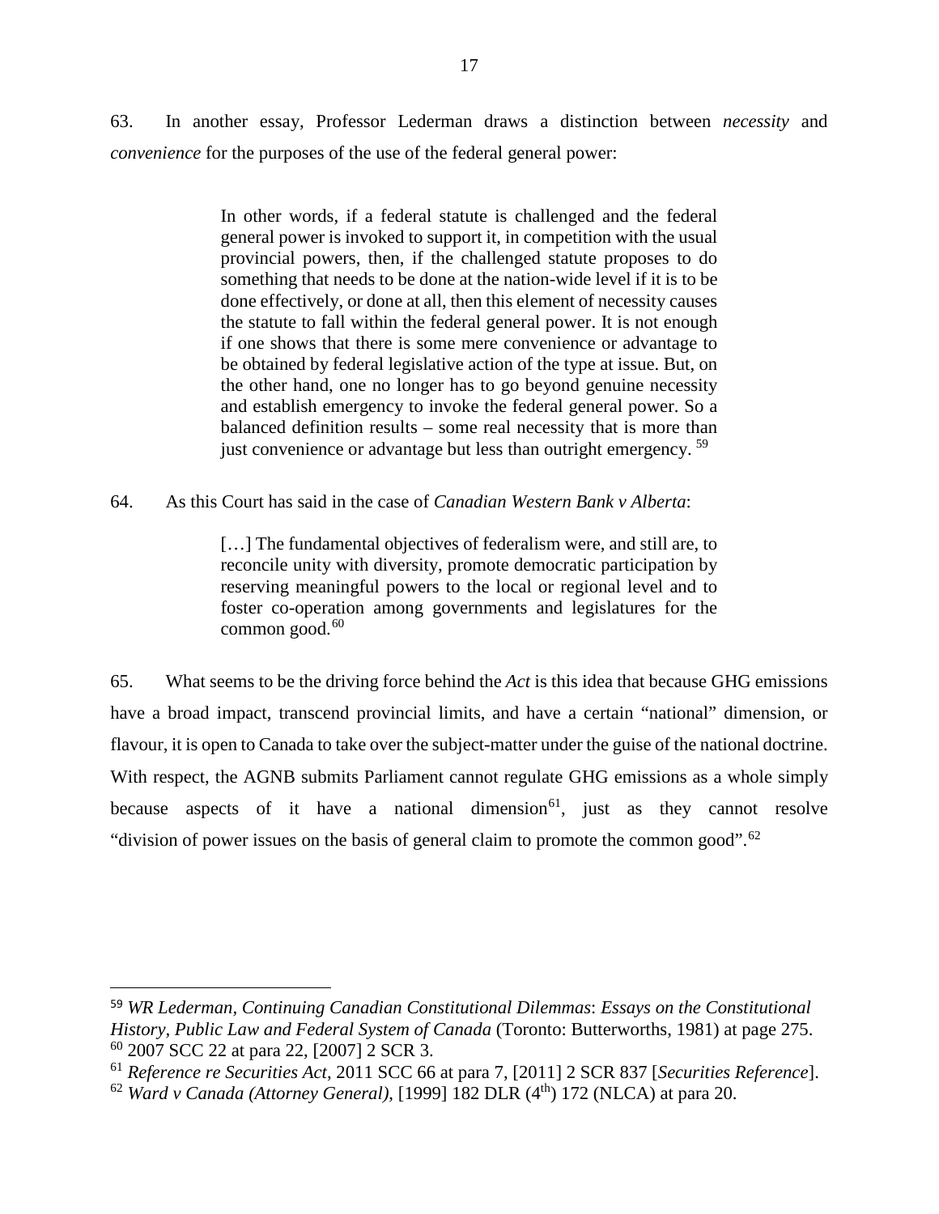63. In another essay, Professor Lederman draws a distinction between *necessity* and *convenience* for the purposes of the use of the federal general power:

> In other words, if a federal statute is challenged and the federal general power is invoked to support it, in competition with the usual provincial powers, then, if the challenged statute proposes to do something that needs to be done at the nation-wide level if it is to be done effectively, or done at all, then this element of necessity causes the statute to fall within the federal general power. It is not enough if one shows that there is some mere convenience or advantage to be obtained by federal legislative action of the type at issue. But, on the other hand, one no longer has to go beyond genuine necessity and establish emergency to invoke the federal general power. So a balanced definition results – some real necessity that is more than just convenience or advantage but less than outright emergency. [59]

64. As this Court has said in the case of *Canadian Western Bank v Alberta*:

> […] The fundamental objectives of federalism were, and still are, to reconcile unity with diversity, promote democratic participation by reserving meaningful powers to the local or regional level and to foster co-operation among governments and legislatures for the common good.[60]

65. What seems to be the driving force behind the *Act* is this idea that because GHG emissions have a broad impact, transcend provincial limits, and have a certain "national" dimension, or flavour, it is open to Canada to take over the subject-matter under the guise of the national doctrine. With respect, the AGNB submits Parliament cannot regulate GHG emissions as a whole simply because aspects of it have a national dimension[61], just as they cannot resolve "division of power issues on the basis of general claim to promote the common good".[62]

---

[59] *WR Lederman*, *Continuing Canadian Constitutional Dilemmas*: *Essays on the Constitutional History, Public Law and Federal System of Canada* (Toronto: Butterworths, 1981) at page 275.
[60] 2007 SCC 22 at para 22, [2007] 2 SCR 3.
[61] *Reference re Securities Act*, 2011 SCC 66 at para 7, [2011] 2 SCR 837 [*Securities Reference*].
[62] *Ward v Canada (Attorney General)*, [1999] 182 DLR (4th) 172 (NLCA) at para 20.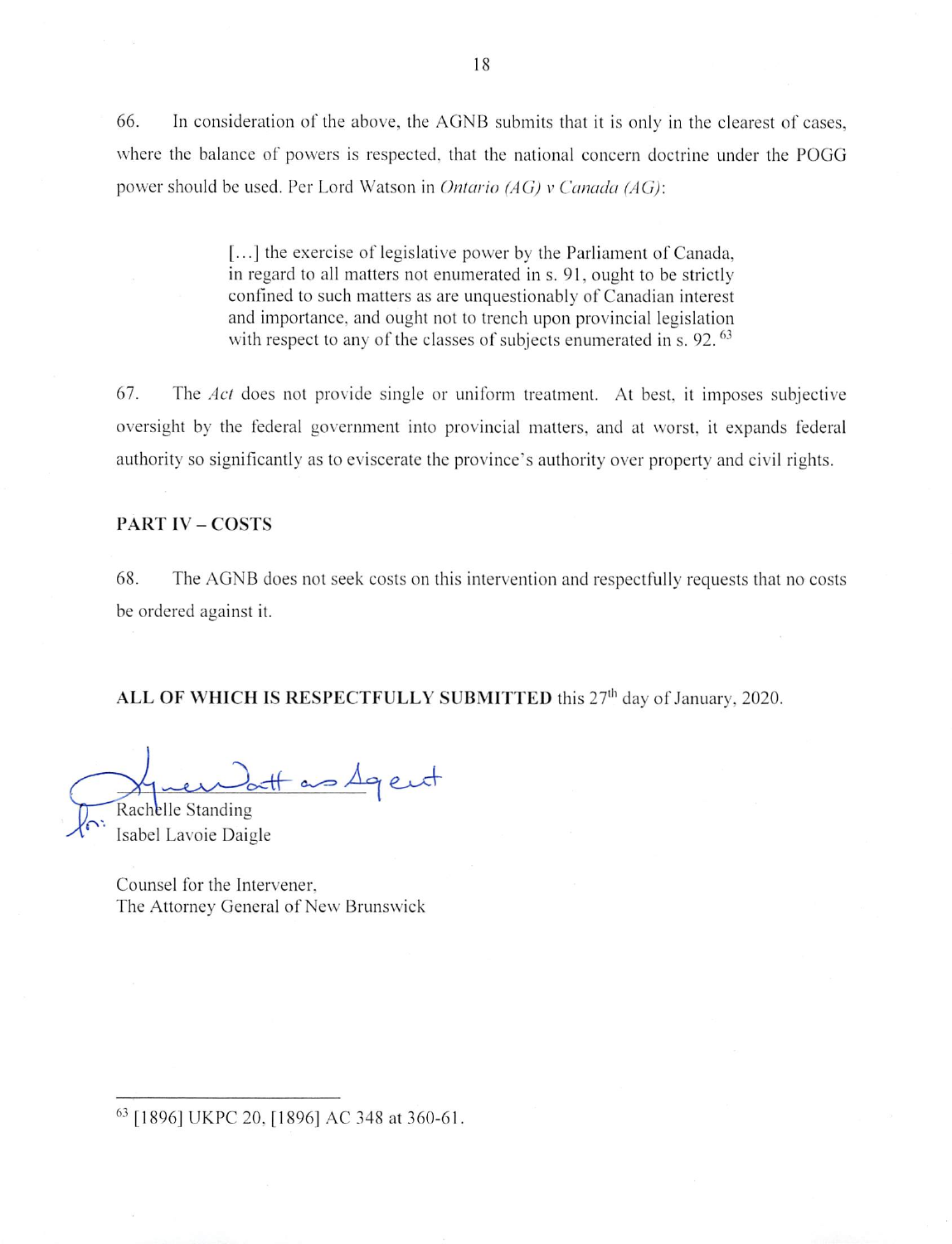66. In consideration of the above, the AGNB submits that it is only in the clearest of cases, where the balance of powers is respected, that the national concern doctrine under the POGG power should be used. Per Lord Watson in *Ontario (AG) v Canada (AG)*:

> [...] the exercise of legislative power by the Parliament of Canada, in regard to all matters not enumerated in s. 91, ought to be strictly confined to such matters as are unquestionably of Canadian interest and importance, and ought not to trench upon provincial legislation with respect to any of the classes of subjects enumerated in s. 92. [63]

67. The *Act* does not provide single or uniform treatment. At best, it imposes subjective oversight by the federal government into provincial matters, and at worst, it expands federal authority so significantly as to eviscerate the province's authority over property and civil rights.

**PART IV – COSTS**

68. The AGNB does not seek costs on this intervention and respectfully requests that no costs be ordered against it.

**ALL OF WHICH IS RESPECTFULLY SUBMITTED** this 27th day of January, 2020.

for: [signature] as Agent

Rachelle Standing
Isabel Lavoie Daigle

Counsel for the Intervener,
The Attorney General of New Brunswick

---

[63] [1896] UKPC 20, [1896] AC 348 at 360-61.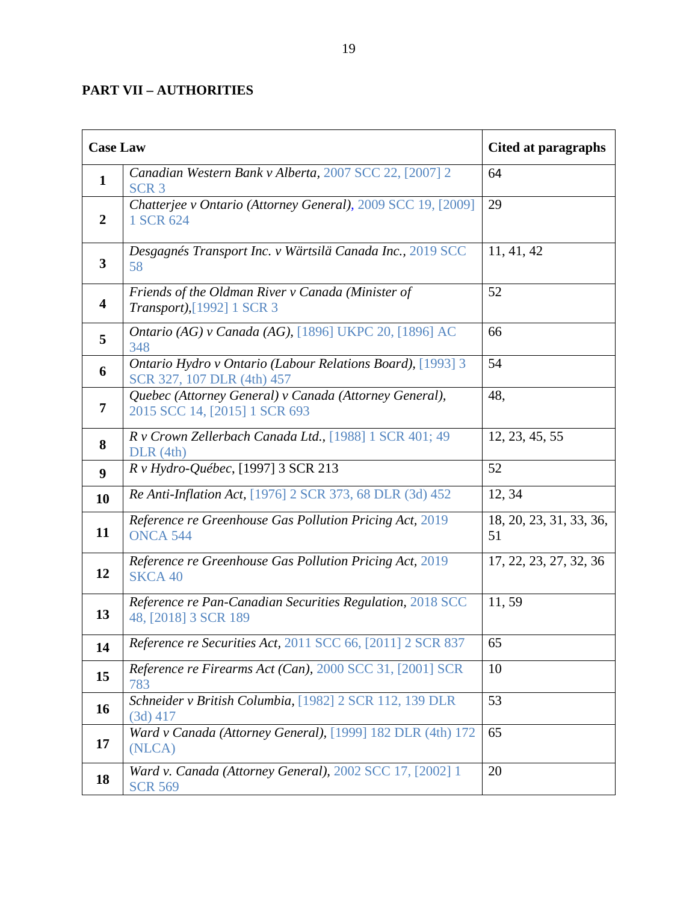**PART VII – AUTHORITIES**

| | Case Law | Cited at paragraphs |
|---|---|---|
| **1** | *Canadian Western Bank v Alberta*, 2007 SCC 22, [2007] 2 SCR 3 | 64 |
| **2** | *Chatterjee v Ontario (Attorney General)*, 2009 SCC 19, [2009] 1 SCR 624 | 29 |
| **3** | *Desgagnés Transport Inc. v Wärtsilä Canada Inc.*, 2019 SCC 58 | 11, 41, 42 |
| **4** | *Friends of the Oldman River v Canada (Minister of Transport)*,[1992] 1 SCR 3 | 52 |
| **5** | *Ontario (AG) v Canada (AG)*, [1896] UKPC 20, [1896] AC 348 | 66 |
| **6** | *Ontario Hydro v Ontario (Labour Relations Board)*, [1993] 3 SCR 327, 107 DLR (4th) 457 | 54 |
| **7** | *Quebec (Attorney General) v Canada (Attorney General)*, 2015 SCC 14, [2015] 1 SCR 693 | 48, |
| **8** | *R v Crown Zellerbach Canada Ltd.*, [1988] 1 SCR 401; 49 DLR (4th) | 12, 23, 45, 55 |
| **9** | *R v Hydro-Québec*, [1997] 3 SCR 213 | 52 |
| **10** | *Re Anti-Inflation Act*, [1976] 2 SCR 373, 68 DLR (3d) 452 | 12, 34 |
| **11** | *Reference re Greenhouse Gas Pollution Pricing Act*, 2019 ONCA 544 | 18, 20, 23, 31, 33, 36, 51 |
| **12** | *Reference re Greenhouse Gas Pollution Pricing Act*, 2019 SKCA 40 | 17, 22, 23, 27, 32, 36 |
| **13** | *Reference re Pan-Canadian Securities Regulation*, 2018 SCC 48, [2018] 3 SCR 189 | 11, 59 |
| **14** | *Reference re Securities Act*, 2011 SCC 66, [2011] 2 SCR 837 | 65 |
| **15** | *Reference re Firearms Act (Can)*, 2000 SCC 31, [2001] SCR 783 | 10 |
| **16** | *Schneider v British Columbia*, [1982] 2 SCR 112, 139 DLR (3d) 417 | 53 |
| **17** | *Ward v Canada (Attorney General)*, [1999] 182 DLR (4th) 172 (NLCA) | 65 |
| **18** | *Ward v. Canada (Attorney General)*, 2002 SCC 17, [2002] 1 SCR 569 | 20 |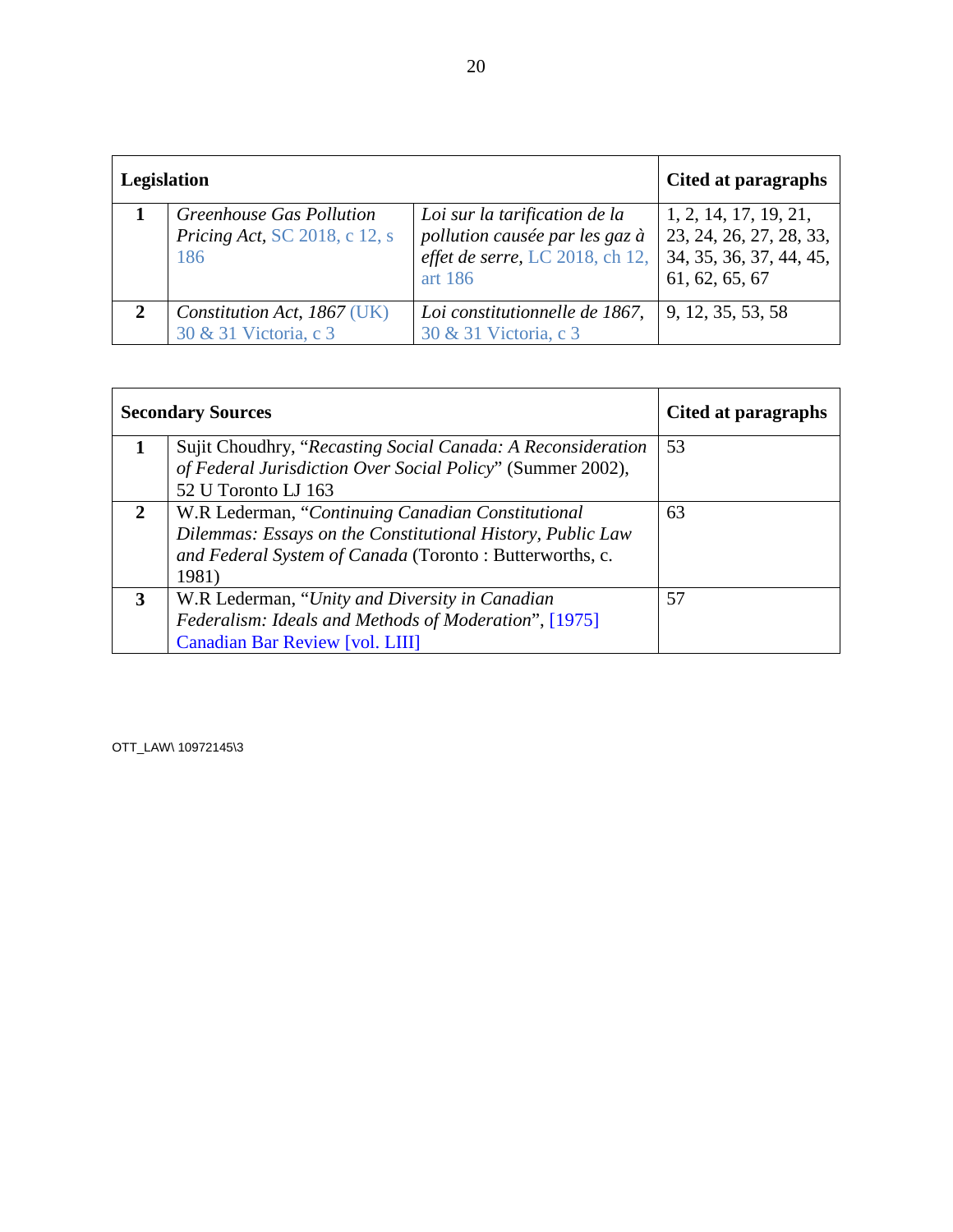| **Legislation** | | | **Cited at paragraphs** |
|---|---|---|---|
| **1** | *Greenhouse Gas Pollution Pricing Act*, SC 2018, c 12, s 186 | *Loi sur la tarification de la pollution causée par les gaz à effet de serre*, LC 2018, ch 12, art 186 | 1, 2, 14, 17, 19, 21, 23, 24, 26, 27, 28, 33, 34, 35, 36, 37, 44, 45, 61, 62, 65, 67 |
| **2** | *Constitution Act, 1867* (UK) 30 & 31 Victoria, c 3 | *Loi constitutionnelle de 1867*, 30 & 31 Victoria, c 3 | 9, 12, 35, 53, 58 |

| **Secondary Sources** | | **Cited at paragraphs** |
|---|---|---|
| **1** | Sujit Choudhry, "*Recasting Social Canada: A Reconsideration of Federal Jurisdiction Over Social Policy*" (Summer 2002), 52 U Toronto LJ 163 | 53 |
| **2** | W.R Lederman, "*Continuing Canadian Constitutional Dilemmas: Essays on the Constitutional History, Public Law and Federal System of Canada* (Toronto : Butterworths, c. 1981) | 63 |
| **3** | W.R Lederman, "*Unity and Diversity in Canadian Federalism: Ideals and Methods of Moderation*", [1975] Canadian Bar Review [vol. LIII] | 57 |

OTT_LAW\ 10972145\3